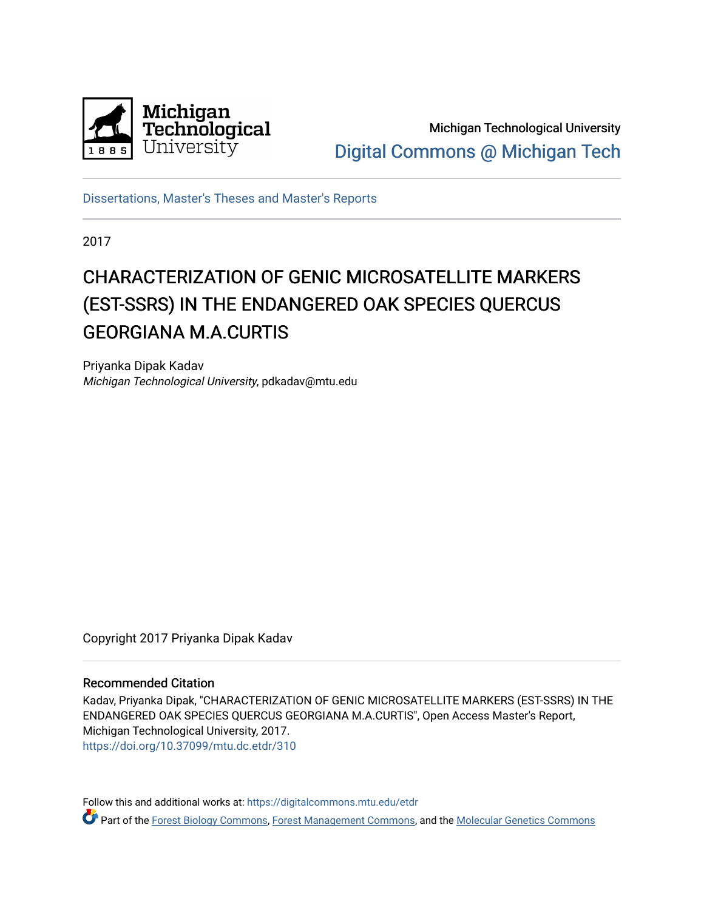Michigan Technological University

Digital Commons @ Michigan Tech

Dissertations, Master's Theses and Master's Reports

2017

# CHARACTERIZATION OF GENIC MICROSATELLITE MARKERS (EST-SSRS) IN THE ENDANGERED OAK SPECIES QUERCUS GEORGIANA M.A.CURTIS

Priyanka Dipak Kadav
*Michigan Technological University*, pdkadav@mtu.edu

Copyright 2017 Priyanka Dipak Kadav

## Recommended Citation

Kadav, Priyanka Dipak, "CHARACTERIZATION OF GENIC MICROSATELLITE MARKERS (EST-SSRS) IN THE ENDANGERED OAK SPECIES QUERCUS GEORGIANA M.A.CURTIS", Open Access Master's Report, Michigan Technological University, 2017.
https://doi.org/10.37099/mtu.dc.etdr/310

Follow this and additional works at: https://digitalcommons.mtu.edu/etdr

Part of the Forest Biology Commons, Forest Management Commons, and the Molecular Genetics Commons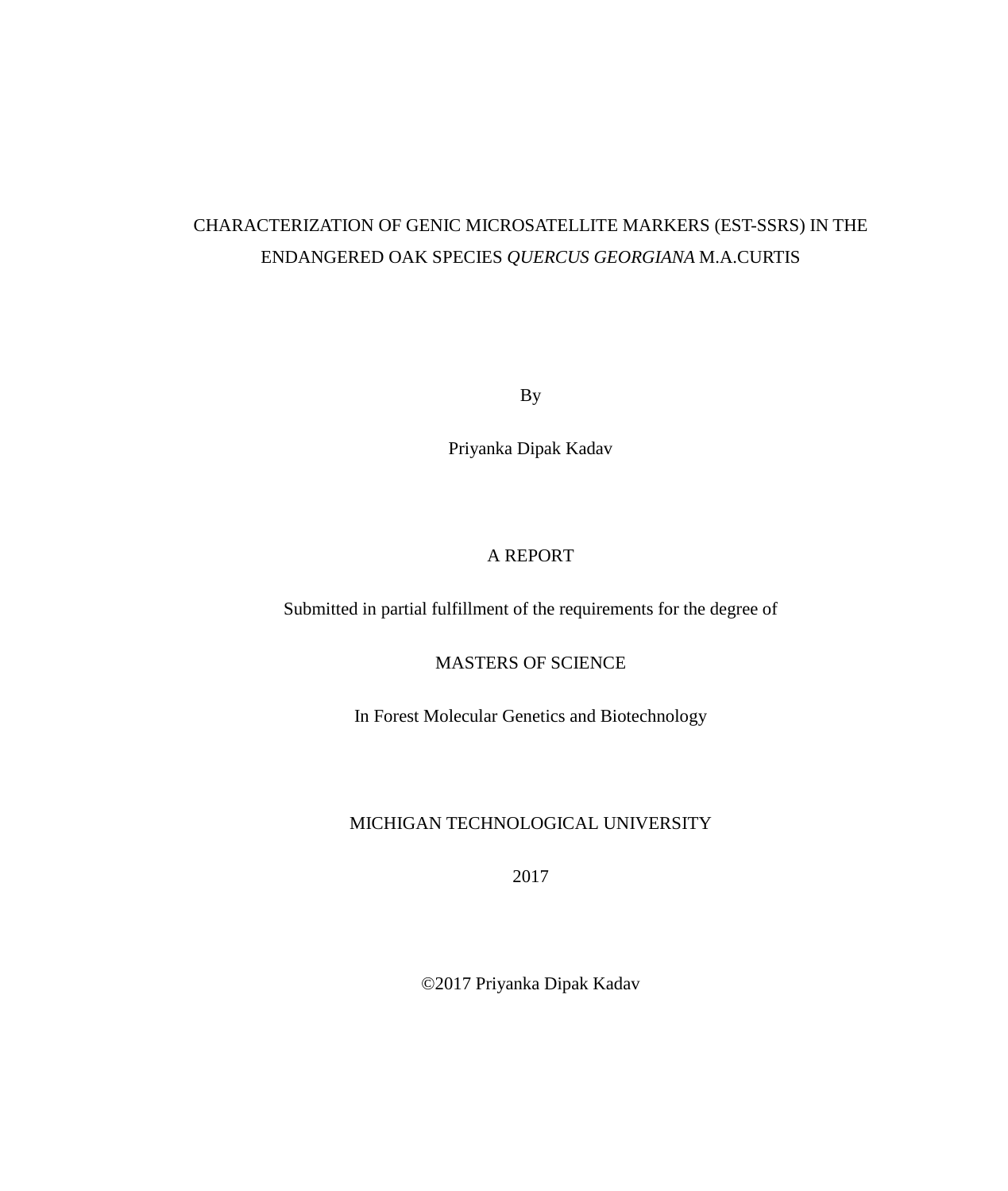# CHARACTERIZATION OF GENIC MICROSATELLITE MARKERS (EST-SSRS) IN THE ENDANGERED OAK SPECIES *QUERCUS GEORGIANA* M.A.CURTIS

By

Priyanka Dipak Kadav

A REPORT

Submitted in partial fulfillment of the requirements for the degree of

MASTERS OF SCIENCE

In Forest Molecular Genetics and Biotechnology

MICHIGAN TECHNOLOGICAL UNIVERSITY

2017

©2017 Priyanka Dipak Kadav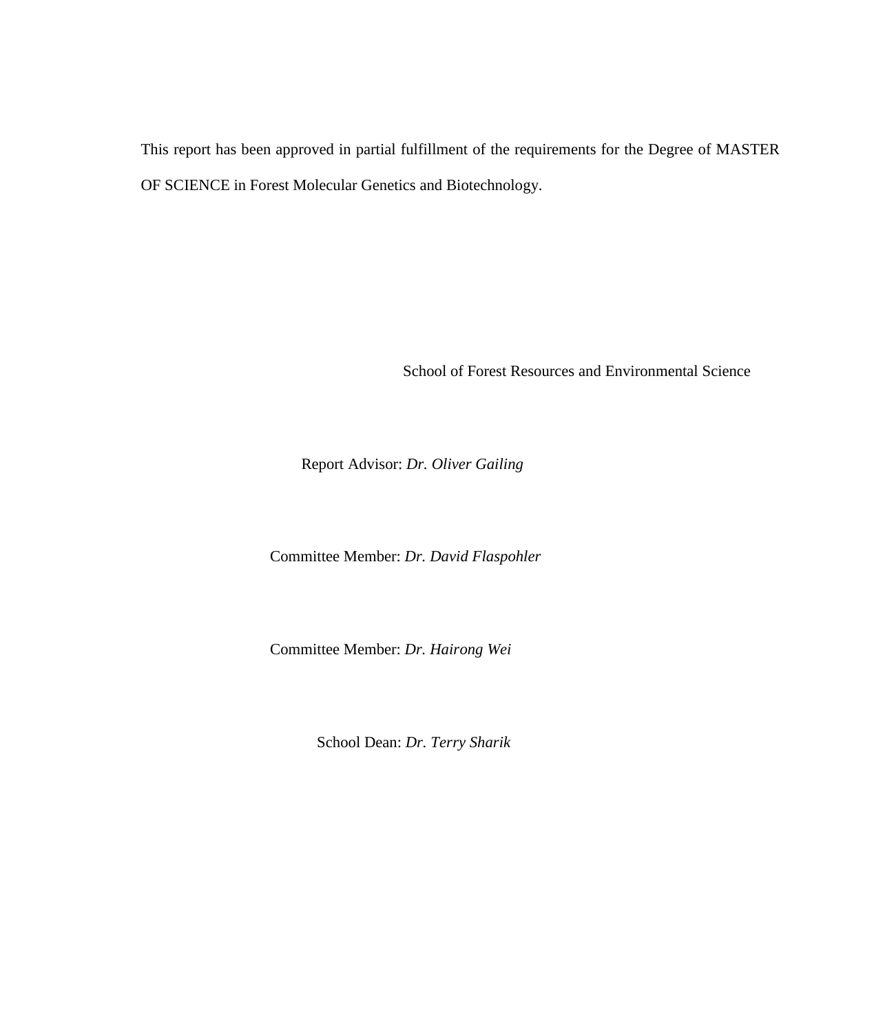This report has been approved in partial fulfillment of the requirements for the Degree of MASTER OF SCIENCE in Forest Molecular Genetics and Biotechnology.

School of Forest Resources and Environmental Science

Report Advisor: *Dr. Oliver Gailing*

Committee Member: *Dr. David Flaspohler*

Committee Member: *Dr. Hairong Wei*

School Dean: *Dr. Terry Sharik*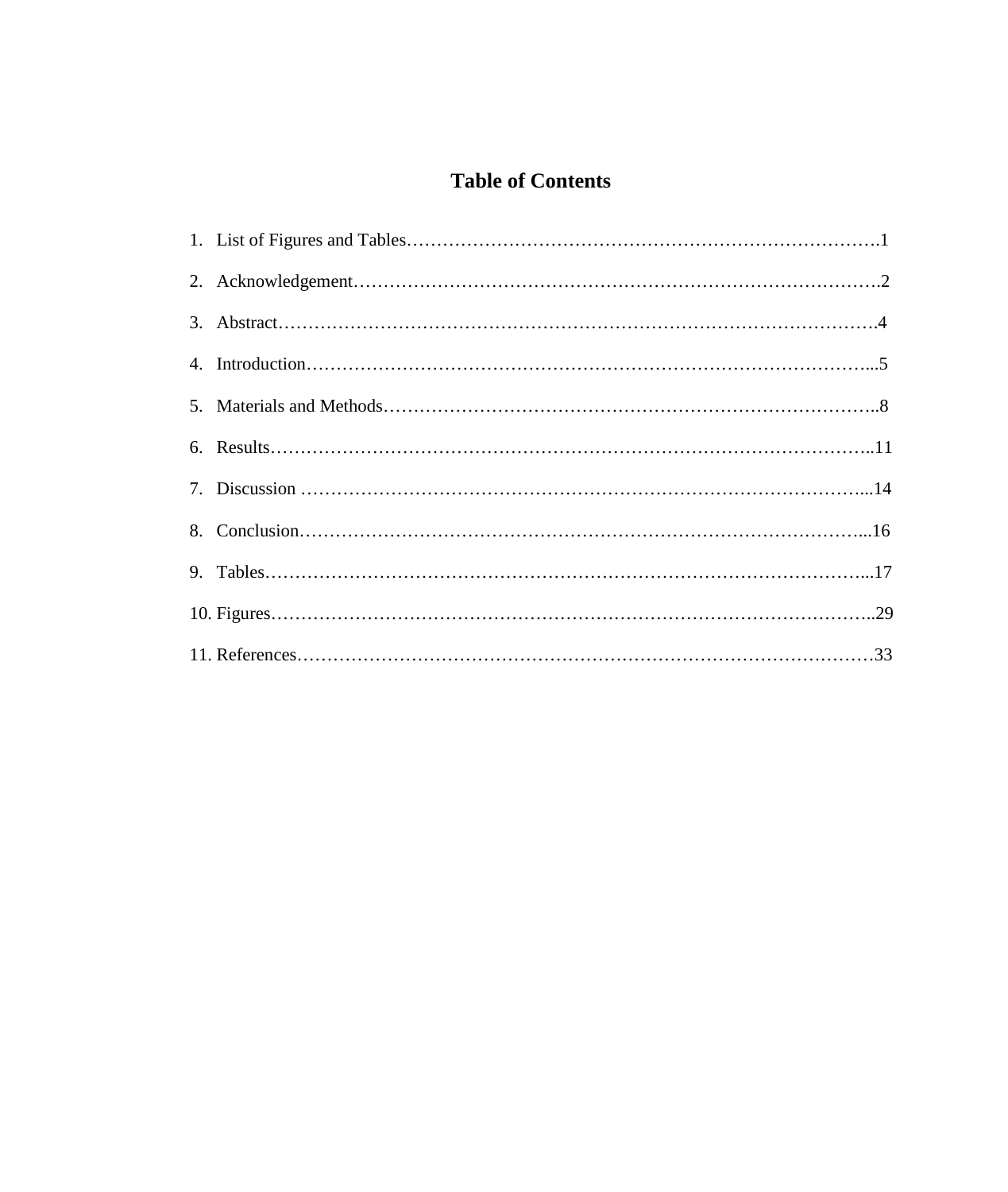# Table of Contents

1. List of Figures and Tables……………………………………………………………………….1
2. Acknowledgement………………………………………………………………………….2
3. Abstract…………………………………………………………………………………….4
4. Introduction………………………………………………………………………………...5
5. Materials and Methods……………………………………………………………………..8
6. Results……………………………………………………………………………………..11
7. Discussion ………………………………………………………………………………...14
8. Conclusion………………………………………………………………………………...16
9. Tables……………………………………………………………………………………...17
10. Figures……………………………………………………………………………………..29
11. References…………………………………………………………………………………33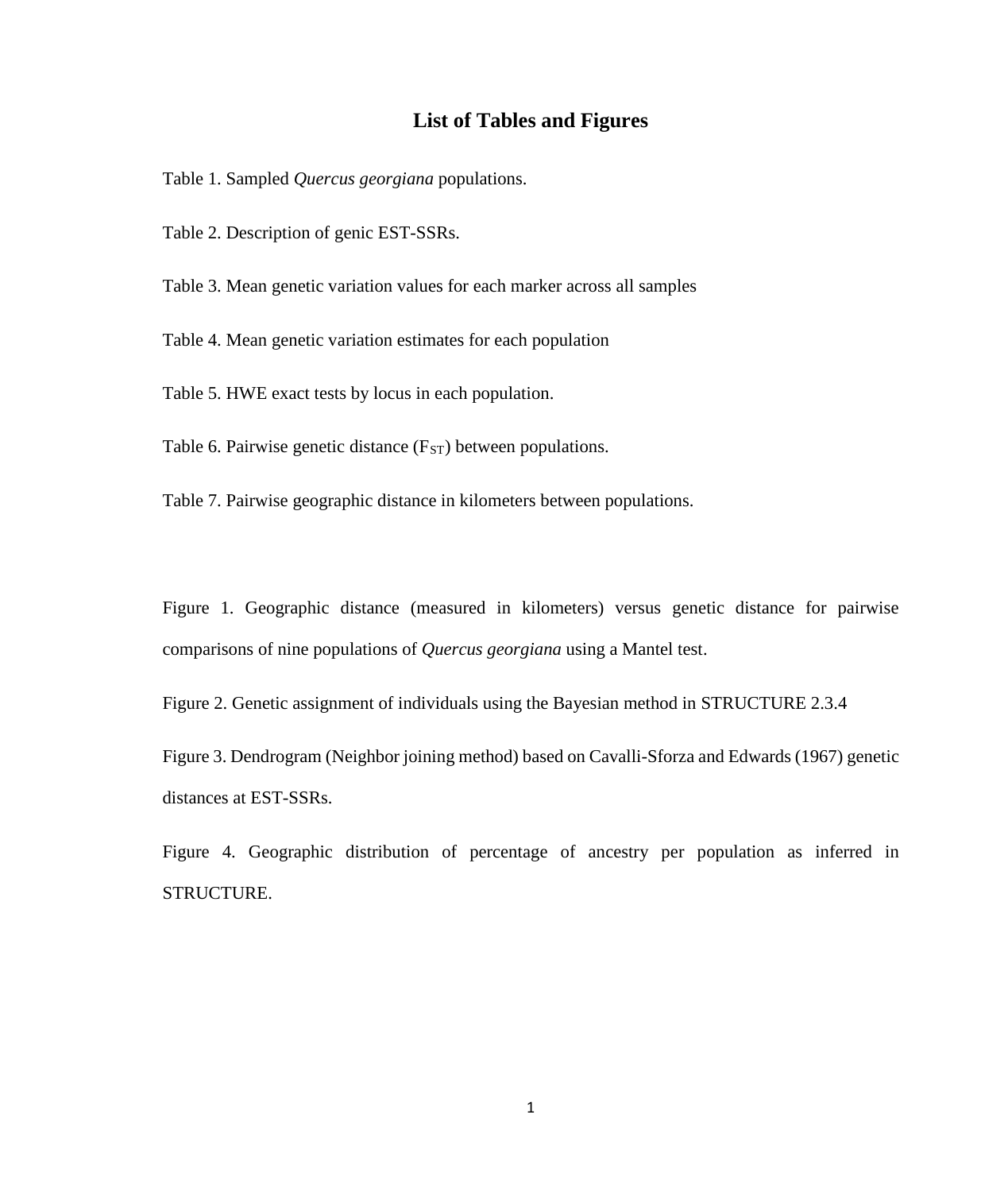# List of Tables and Figures

Table 1. Sampled *Quercus georgiana* populations.

Table 2. Description of genic EST-SSRs.

Table 3. Mean genetic variation values for each marker across all samples

Table 4. Mean genetic variation estimates for each population

Table 5. HWE exact tests by locus in each population.

Table 6. Pairwise genetic distance ($F_{ST}$) between populations.

Table 7. Pairwise geographic distance in kilometers between populations.

Figure 1. Geographic distance (measured in kilometers) versus genetic distance for pairwise comparisons of nine populations of *Quercus georgiana* using a Mantel test.

Figure 2. Genetic assignment of individuals using the Bayesian method in STRUCTURE 2.3.4

Figure 3. Dendrogram (Neighbor joining method) based on Cavalli-Sforza and Edwards (1967) genetic distances at EST-SSRs.

Figure 4. Geographic distribution of percentage of ancestry per population as inferred in STRUCTURE.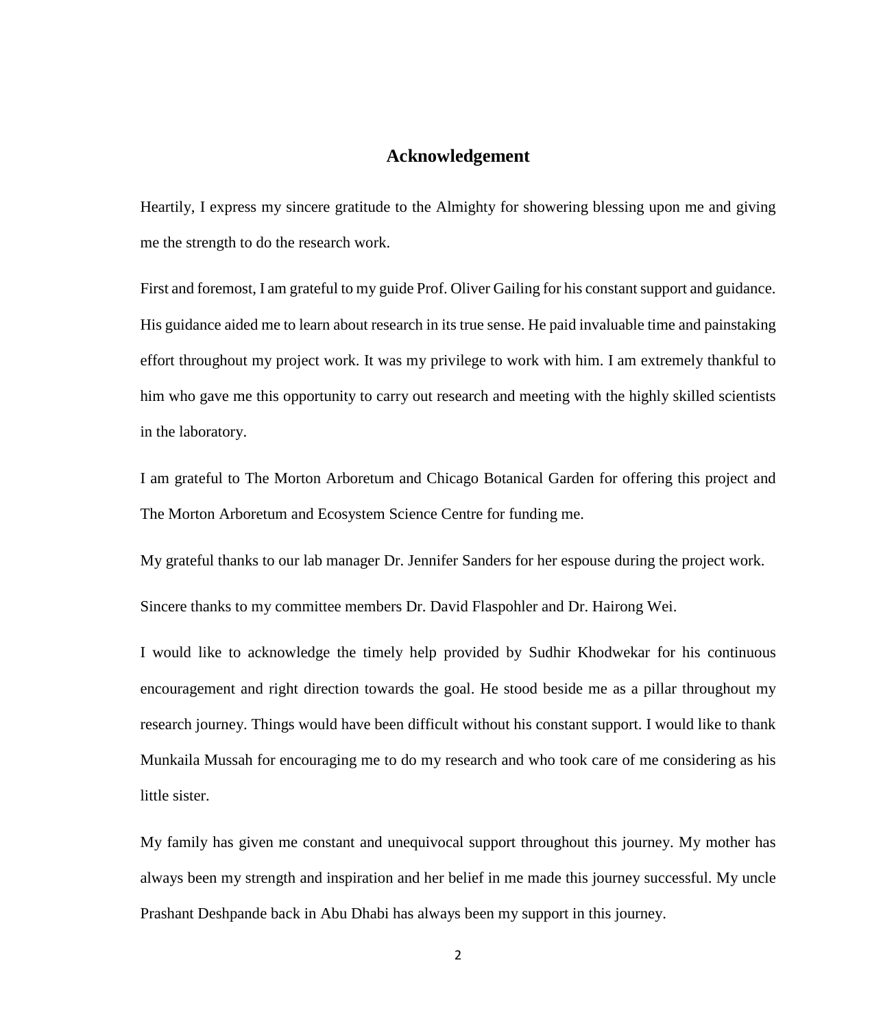# Acknowledgement

Heartily, I express my sincere gratitude to the Almighty for showering blessing upon me and giving me the strength to do the research work.

First and foremost, I am grateful to my guide Prof. Oliver Gailing for his constant support and guidance. His guidance aided me to learn about research in its true sense. He paid invaluable time and painstaking effort throughout my project work. It was my privilege to work with him. I am extremely thankful to him who gave me this opportunity to carry out research and meeting with the highly skilled scientists in the laboratory.

I am grateful to The Morton Arboretum and Chicago Botanical Garden for offering this project and The Morton Arboretum and Ecosystem Science Centre for funding me.

My grateful thanks to our lab manager Dr. Jennifer Sanders for her espouse during the project work.

Sincere thanks to my committee members Dr. David Flaspohler and Dr. Hairong Wei.

I would like to acknowledge the timely help provided by Sudhir Khodwekar for his continuous encouragement and right direction towards the goal. He stood beside me as a pillar throughout my research journey. Things would have been difficult without his constant support. I would like to thank Munkaila Mussah for encouraging me to do my research and who took care of me considering as his little sister.

My family has given me constant and unequivocal support throughout this journey. My mother has always been my strength and inspiration and her belief in me made this journey successful. My uncle Prashant Deshpande back in Abu Dhabi has always been my support in this journey.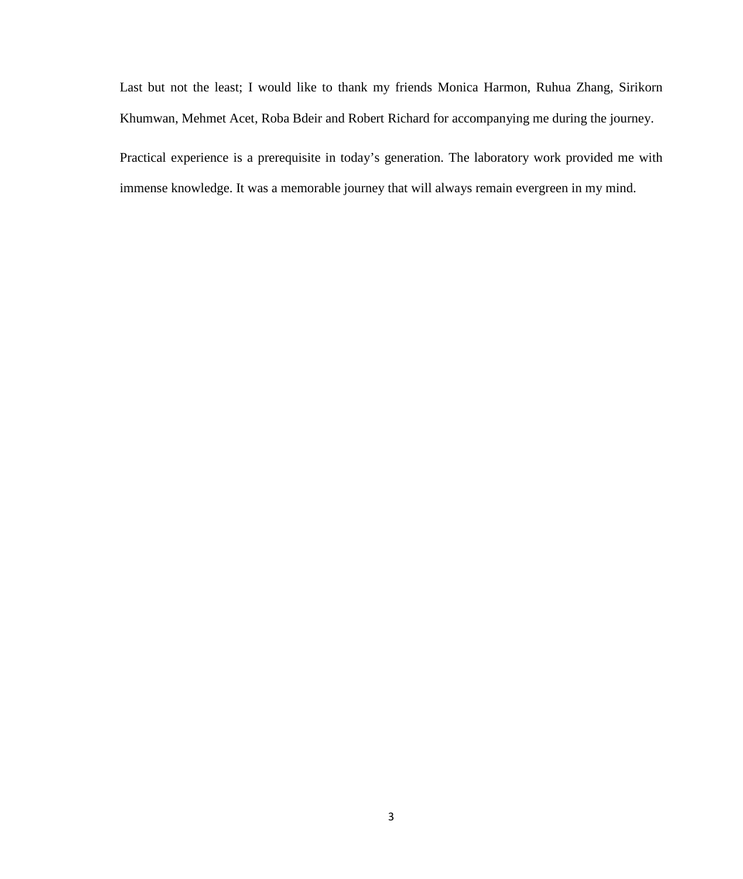Last but not the least; I would like to thank my friends Monica Harmon, Ruhua Zhang, Sirikorn Khumwan, Mehmet Acet, Roba Bdeir and Robert Richard for accompanying me during the journey.

Practical experience is a prerequisite in today's generation. The laboratory work provided me with immense knowledge. It was a memorable journey that will always remain evergreen in my mind.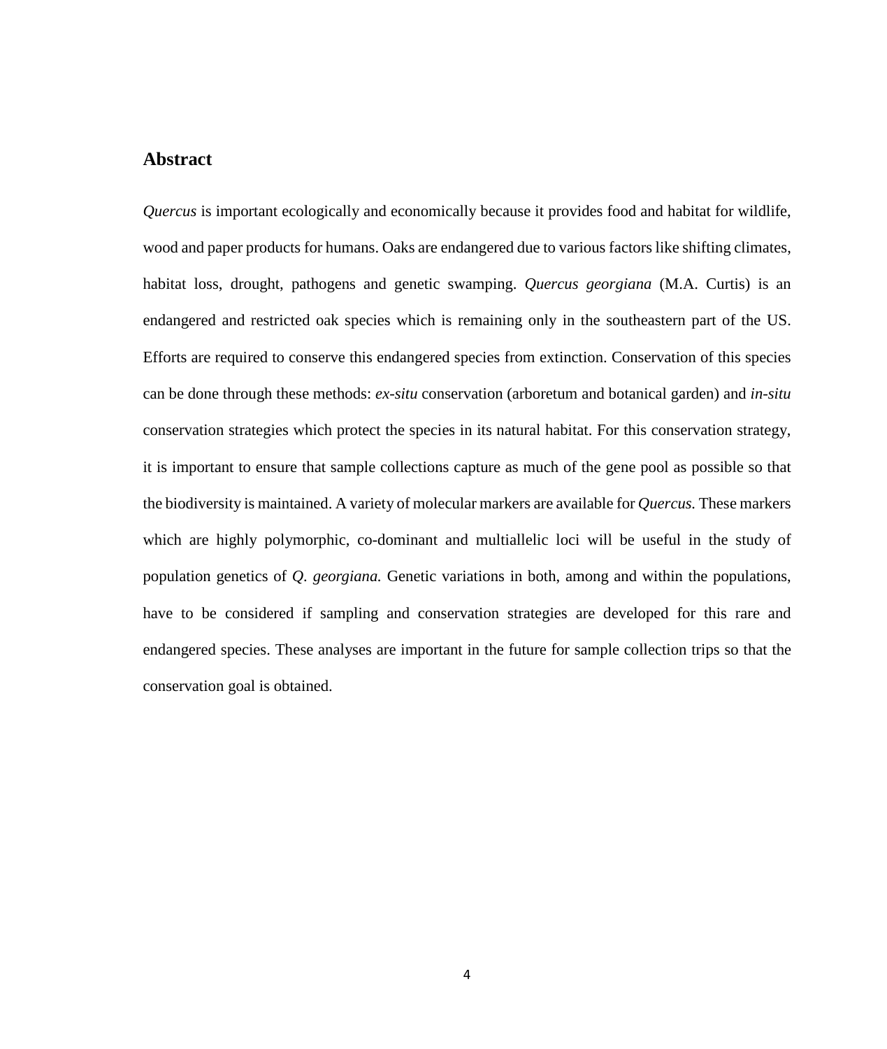## Abstract

*Quercus* is important ecologically and economically because it provides food and habitat for wildlife, wood and paper products for humans. Oaks are endangered due to various factors like shifting climates, habitat loss, drought, pathogens and genetic swamping. *Quercus georgiana* (M.A. Curtis) is an endangered and restricted oak species which is remaining only in the southeastern part of the US. Efforts are required to conserve this endangered species from extinction. Conservation of this species can be done through these methods: *ex-situ* conservation (arboretum and botanical garden) and *in-situ* conservation strategies which protect the species in its natural habitat. For this conservation strategy, it is important to ensure that sample collections capture as much of the gene pool as possible so that the biodiversity is maintained. A variety of molecular markers are available for *Quercus.* These markers which are highly polymorphic, co-dominant and multiallelic loci will be useful in the study of population genetics of *Q. georgiana.* Genetic variations in both, among and within the populations, have to be considered if sampling and conservation strategies are developed for this rare and endangered species. These analyses are important in the future for sample collection trips so that the conservation goal is obtained.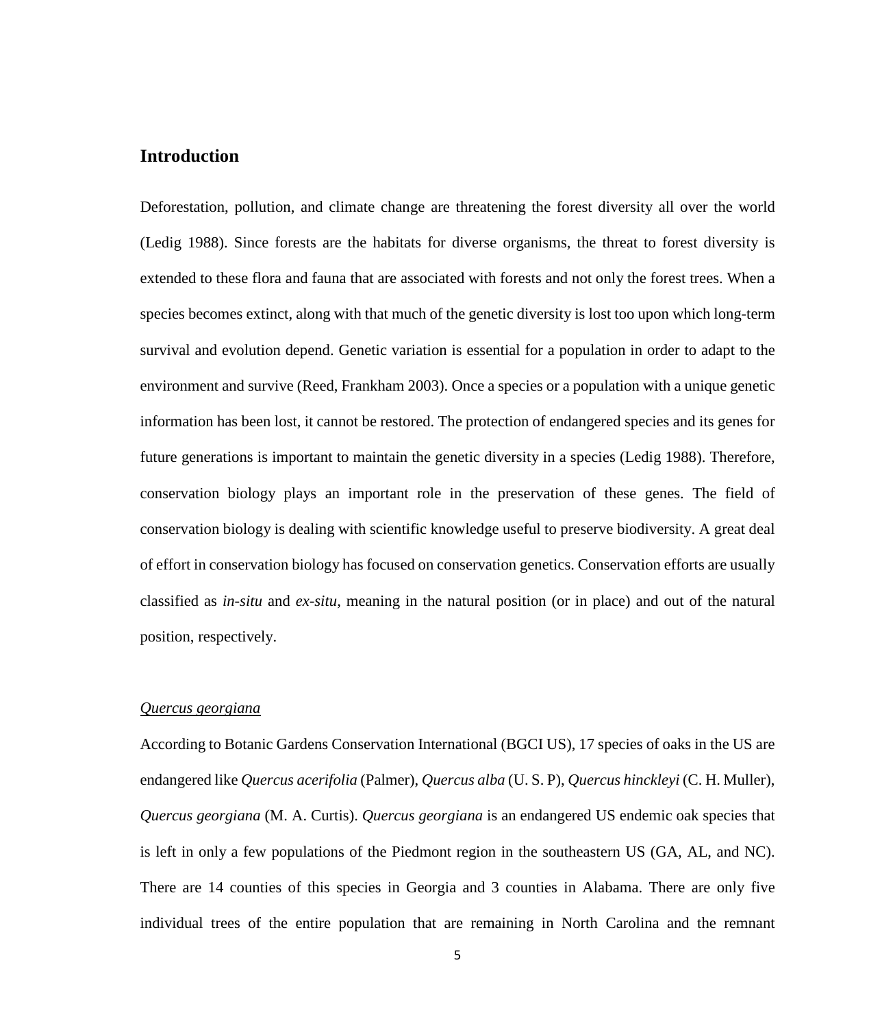## Introduction

Deforestation, pollution, and climate change are threatening the forest diversity all over the world (Ledig 1988). Since forests are the habitats for diverse organisms, the threat to forest diversity is extended to these flora and fauna that are associated with forests and not only the forest trees. When a species becomes extinct, along with that much of the genetic diversity is lost too upon which long-term survival and evolution depend. Genetic variation is essential for a population in order to adapt to the environment and survive (Reed, Frankham 2003). Once a species or a population with a unique genetic information has been lost, it cannot be restored. The protection of endangered species and its genes for future generations is important to maintain the genetic diversity in a species (Ledig 1988). Therefore, conservation biology plays an important role in the preservation of these genes. The field of conservation biology is dealing with scientific knowledge useful to preserve biodiversity. A great deal of effort in conservation biology has focused on conservation genetics. Conservation efforts are usually classified as *in-situ* and *ex-situ*, meaning in the natural position (or in place) and out of the natural position, respectively.

### *Quercus georgiana*

According to Botanic Gardens Conservation International (BGCI US), 17 species of oaks in the US are endangered like *Quercus acerifolia* (Palmer), *Quercus alba* (U. S. P), *Quercus hinckleyi* (C. H. Muller), *Quercus georgiana* (M. A. Curtis). *Quercus georgiana* is an endangered US endemic oak species that is left in only a few populations of the Piedmont region in the southeastern US (GA, AL, and NC). There are 14 counties of this species in Georgia and 3 counties in Alabama. There are only five individual trees of the entire population that are remaining in North Carolina and the remnant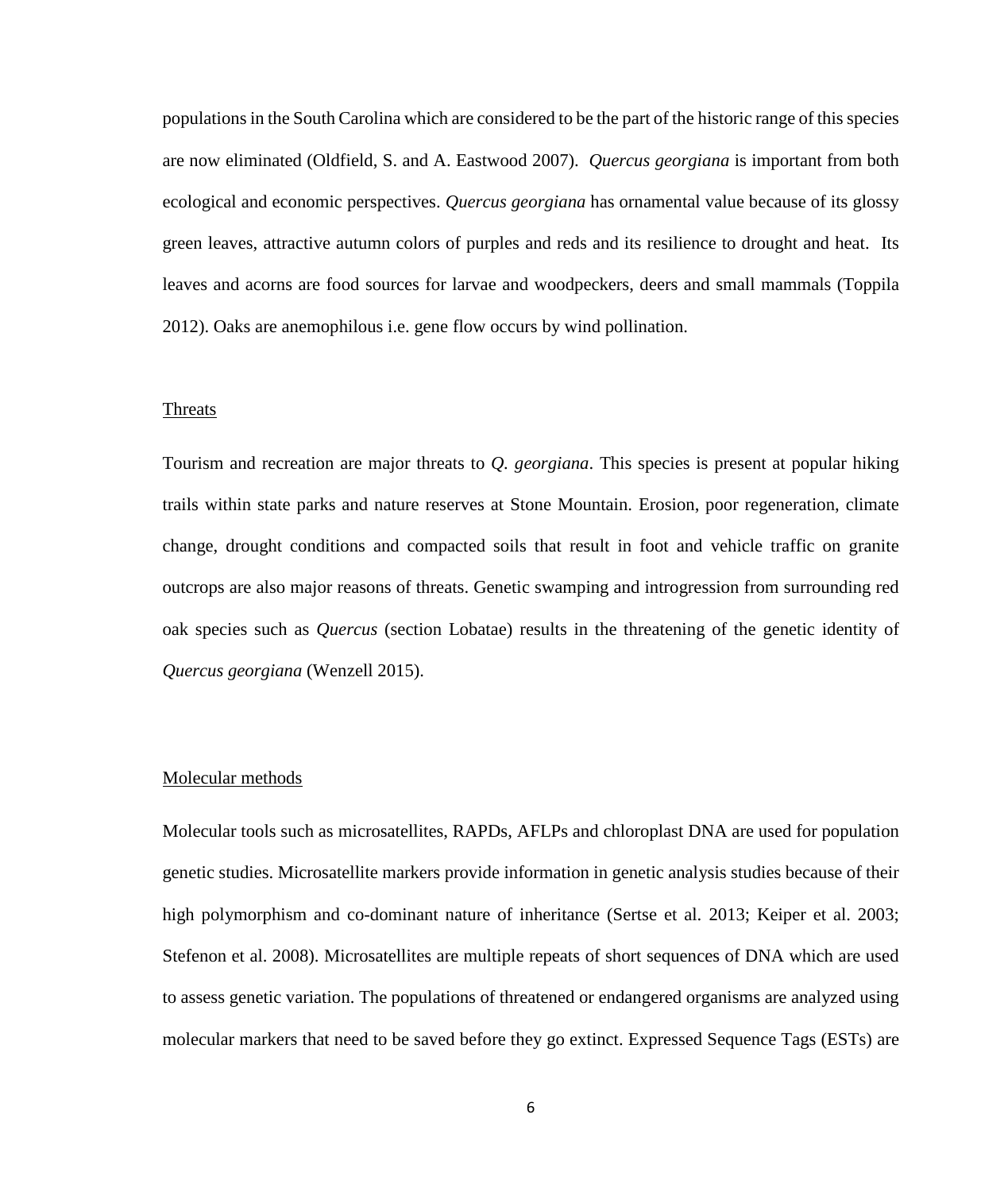populations in the South Carolina which are considered to be the part of the historic range of this species are now eliminated (Oldfield, S. and A. Eastwood 2007). *Quercus georgiana* is important from both ecological and economic perspectives. *Quercus georgiana* has ornamental value because of its glossy green leaves, attractive autumn colors of purples and reds and its resilience to drought and heat. Its leaves and acorns are food sources for larvae and woodpeckers, deers and small mammals (Toppila 2012). Oaks are anemophilous i.e. gene flow occurs by wind pollination.

<u>Threats</u>

Tourism and recreation are major threats to *Q. georgiana*. This species is present at popular hiking trails within state parks and nature reserves at Stone Mountain. Erosion, poor regeneration, climate change, drought conditions and compacted soils that result in foot and vehicle traffic on granite outcrops are also major reasons of threats. Genetic swamping and introgression from surrounding red oak species such as *Quercus* (section Lobatae) results in the threatening of the genetic identity of *Quercus georgiana* (Wenzell 2015).

<u>Molecular methods</u>

Molecular tools such as microsatellites, RAPDs, AFLPs and chloroplast DNA are used for population genetic studies. Microsatellite markers provide information in genetic analysis studies because of their high polymorphism and co-dominant nature of inheritance (Sertse et al. 2013; Keiper et al. 2003; Stefenon et al. 2008). Microsatellites are multiple repeats of short sequences of DNA which are used to assess genetic variation. The populations of threatened or endangered organisms are analyzed using molecular markers that need to be saved before they go extinct. Expressed Sequence Tags (ESTs) are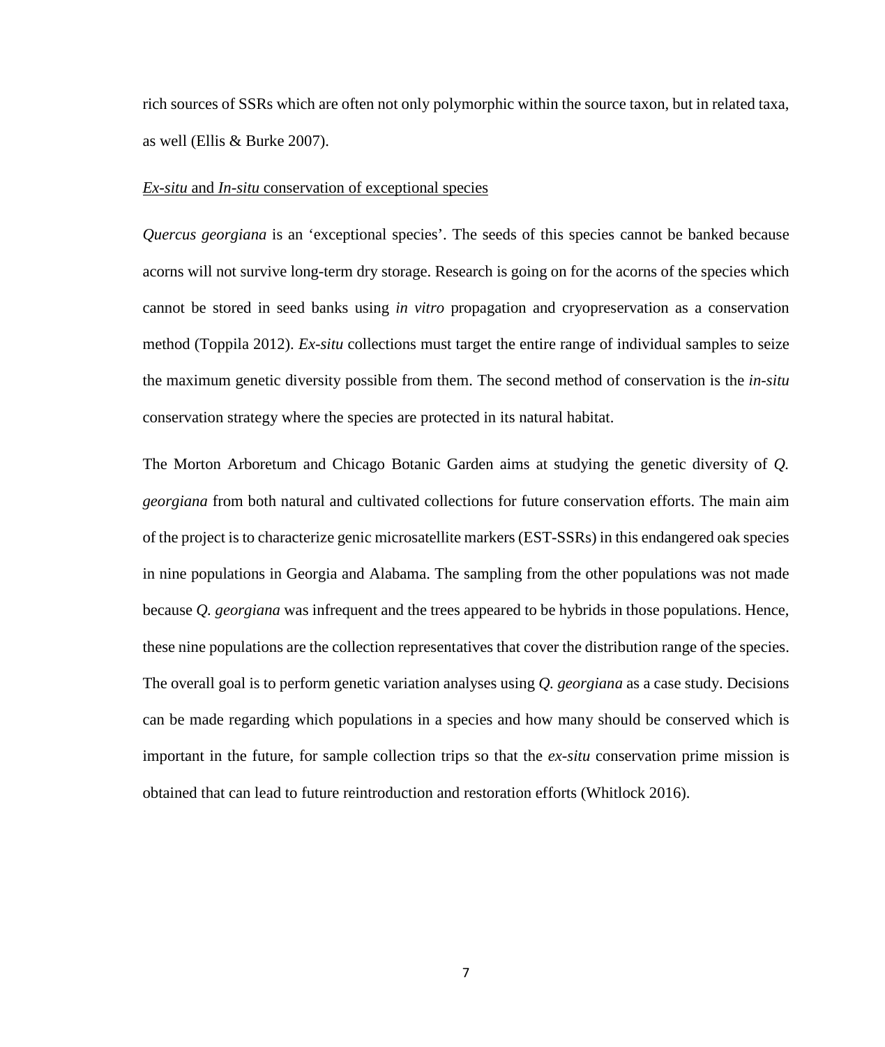rich sources of SSRs which are often not only polymorphic within the source taxon, but in related taxa, as well (Ellis & Burke 2007).

*Ex-situ* and *In-situ* conservation of exceptional species

*Quercus georgiana* is an 'exceptional species'. The seeds of this species cannot be banked because acorns will not survive long-term dry storage. Research is going on for the acorns of the species which cannot be stored in seed banks using *in vitro* propagation and cryopreservation as a conservation method (Toppila 2012). *Ex-situ* collections must target the entire range of individual samples to seize the maximum genetic diversity possible from them. The second method of conservation is the *in-situ* conservation strategy where the species are protected in its natural habitat.

The Morton Arboretum and Chicago Botanic Garden aims at studying the genetic diversity of *Q. georgiana* from both natural and cultivated collections for future conservation efforts. The main aim of the project is to characterize genic microsatellite markers (EST-SSRs) in this endangered oak species in nine populations in Georgia and Alabama. The sampling from the other populations was not made because *Q. georgiana* was infrequent and the trees appeared to be hybrids in those populations. Hence, these nine populations are the collection representatives that cover the distribution range of the species. The overall goal is to perform genetic variation analyses using *Q. georgiana* as a case study. Decisions can be made regarding which populations in a species and how many should be conserved which is important in the future, for sample collection trips so that the *ex-situ* conservation prime mission is obtained that can lead to future reintroduction and restoration efforts (Whitlock 2016).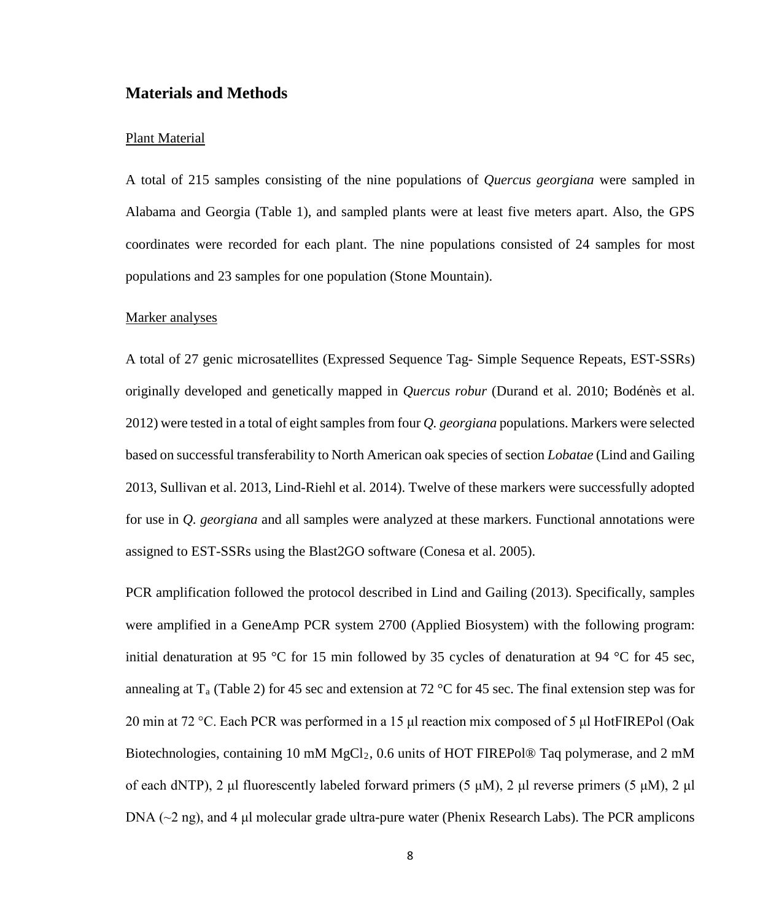## Materials and Methods

### Plant Material

A total of 215 samples consisting of the nine populations of *Quercus georgiana* were sampled in Alabama and Georgia (Table 1), and sampled plants were at least five meters apart. Also, the GPS coordinates were recorded for each plant. The nine populations consisted of 24 samples for most populations and 23 samples for one population (Stone Mountain).

### Marker analyses

A total of 27 genic microsatellites (Expressed Sequence Tag- Simple Sequence Repeats, EST-SSRs) originally developed and genetically mapped in *Quercus robur* (Durand et al. 2010; Bodénès et al. 2012) were tested in a total of eight samples from four *Q. georgiana* populations. Markers were selected based on successful transferability to North American oak species of section *Lobatae* (Lind and Gailing 2013, Sullivan et al. 2013, Lind-Riehl et al. 2014). Twelve of these markers were successfully adopted for use in *Q. georgiana* and all samples were analyzed at these markers. Functional annotations were assigned to EST-SSRs using the Blast2GO software (Conesa et al. 2005).

PCR amplification followed the protocol described in Lind and Gailing (2013). Specifically, samples were amplified in a GeneAmp PCR system 2700 (Applied Biosystem) with the following program: initial denaturation at 95 °C for 15 min followed by 35 cycles of denaturation at 94 °C for 45 sec, annealing at $T_a$ (Table 2) for 45 sec and extension at 72 °C for 45 sec. The final extension step was for 20 min at 72 °C. Each PCR was performed in a 15 µl reaction mix composed of 5 µl HotFIREPol (Oak Biotechnologies, containing 10 mM $MgCl_2$, 0.6 units of HOT FIREPol® Taq polymerase, and 2 mM of each dNTP), 2 µl fluorescently labeled forward primers (5 µM), 2 µl reverse primers (5 µM), 2 µl DNA (~2 ng), and 4 µl molecular grade ultra-pure water (Phenix Research Labs). The PCR amplicons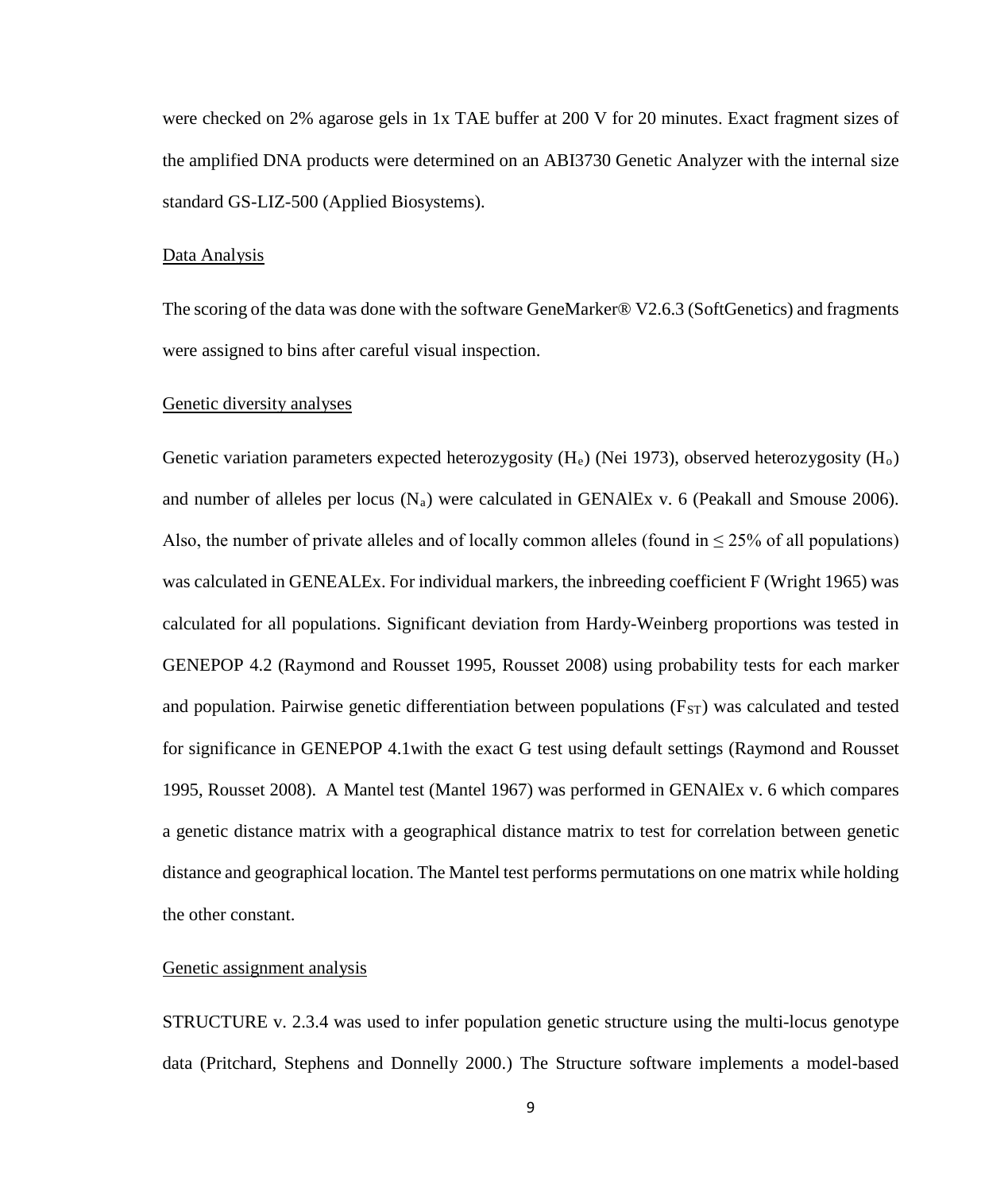were checked on 2% agarose gels in 1x TAE buffer at 200 V for 20 minutes. Exact fragment sizes of the amplified DNA products were determined on an ABI3730 Genetic Analyzer with the internal size standard GS-LIZ-500 (Applied Biosystems).

<u>Data Analysis</u>

The scoring of the data was done with the software GeneMarker® V2.6.3 (SoftGenetics) and fragments were assigned to bins after careful visual inspection.

<u>Genetic diversity analyses</u>

Genetic variation parameters expected heterozygosity ($H_e$) (Nei 1973), observed heterozygosity ($H_o$) and number of alleles per locus ($N_a$) were calculated in GENAlEx v. 6 (Peakall and Smouse 2006). Also, the number of private alleles and of locally common alleles (found in ≤ 25% of all populations) was calculated in GENEALEx. For individual markers, the inbreeding coefficient F (Wright 1965) was calculated for all populations. Significant deviation from Hardy-Weinberg proportions was tested in GENEPOP 4.2 (Raymond and Rousset 1995, Rousset 2008) using probability tests for each marker and population. Pairwise genetic differentiation between populations ($F_{ST}$) was calculated and tested for significance in GENEPOP 4.1with the exact G test using default settings (Raymond and Rousset 1995, Rousset 2008). A Mantel test (Mantel 1967) was performed in GENAlEx v. 6 which compares a genetic distance matrix with a geographical distance matrix to test for correlation between genetic distance and geographical location. The Mantel test performs permutations on one matrix while holding the other constant.

<u>Genetic assignment analysis</u>

STRUCTURE v. 2.3.4 was used to infer population genetic structure using the multi-locus genotype data (Pritchard, Stephens and Donnelly 2000.) The Structure software implements a model-based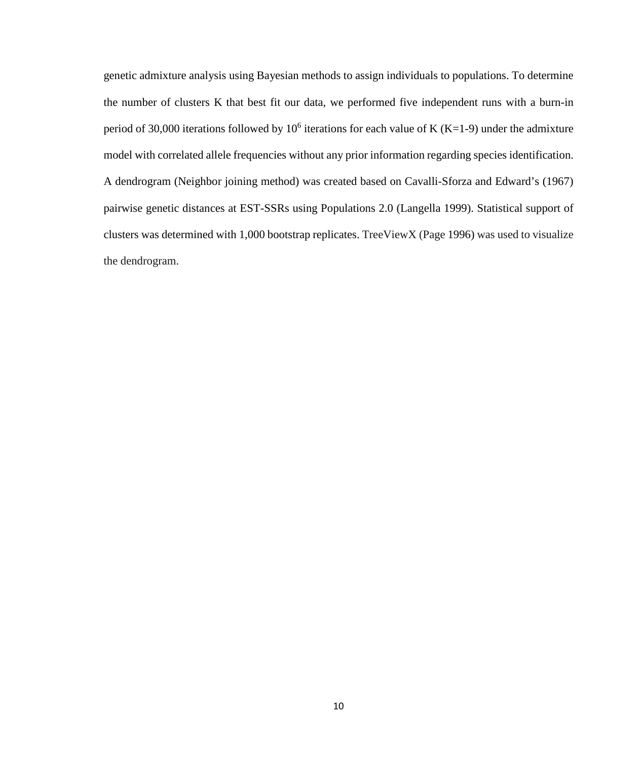genetic admixture analysis using Bayesian methods to assign individuals to populations. To determine the number of clusters K that best fit our data, we performed five independent runs with a burn-in period of 30,000 iterations followed by $10^6$ iterations for each value of K (K=1-9) under the admixture model with correlated allele frequencies without any prior information regarding species identification. A dendrogram (Neighbor joining method) was created based on Cavalli-Sforza and Edward's (1967) pairwise genetic distances at EST-SSRs using Populations 2.0 (Langella 1999). Statistical support of clusters was determined with 1,000 bootstrap replicates. TreeViewX (Page 1996) was used to visualize the dendrogram.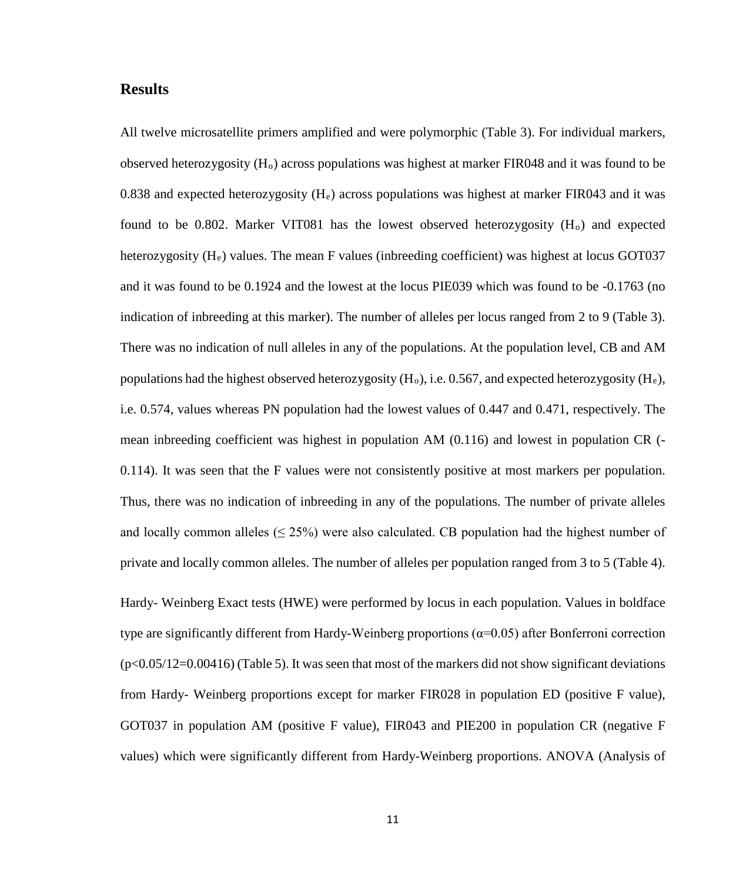## Results

All twelve microsatellite primers amplified and were polymorphic (Table 3). For individual markers, observed heterozygosity ($H_o$) across populations was highest at marker FIR048 and it was found to be 0.838 and expected heterozygosity ($H_e$) across populations was highest at marker FIR043 and it was found to be 0.802. Marker VIT081 has the lowest observed heterozygosity ($H_o$) and expected heterozygosity ($H_e$) values. The mean F values (inbreeding coefficient) was highest at locus GOT037 and it was found to be 0.1924 and the lowest at the locus PIE039 which was found to be -0.1763 (no indication of inbreeding at this marker). The number of alleles per locus ranged from 2 to 9 (Table 3). There was no indication of null alleles in any of the populations. At the population level, CB and AM populations had the highest observed heterozygosity ($H_o$), i.e. 0.567, and expected heterozygosity ($H_e$), i.e. 0.574, values whereas PN population had the lowest values of 0.447 and 0.471, respectively. The mean inbreeding coefficient was highest in population AM (0.116) and lowest in population CR (-0.114). It was seen that the F values were not consistently positive at most markers per population. Thus, there was no indication of inbreeding in any of the populations. The number of private alleles and locally common alleles ($\leq$ 25%) were also calculated. CB population had the highest number of private and locally common alleles. The number of alleles per population ranged from 3 to 5 (Table 4).

Hardy- Weinberg Exact tests (HWE) were performed by locus in each population. Values in boldface type are significantly different from Hardy-Weinberg proportions ($\alpha$=0.05) after Bonferroni correction ($p<0.05/12=0.00416$) (Table 5). It was seen that most of the markers did not show significant deviations from Hardy- Weinberg proportions except for marker FIR028 in population ED (positive F value), GOT037 in population AM (positive F value), FIR043 and PIE200 in population CR (negative F values) which were significantly different from Hardy-Weinberg proportions. ANOVA (Analysis of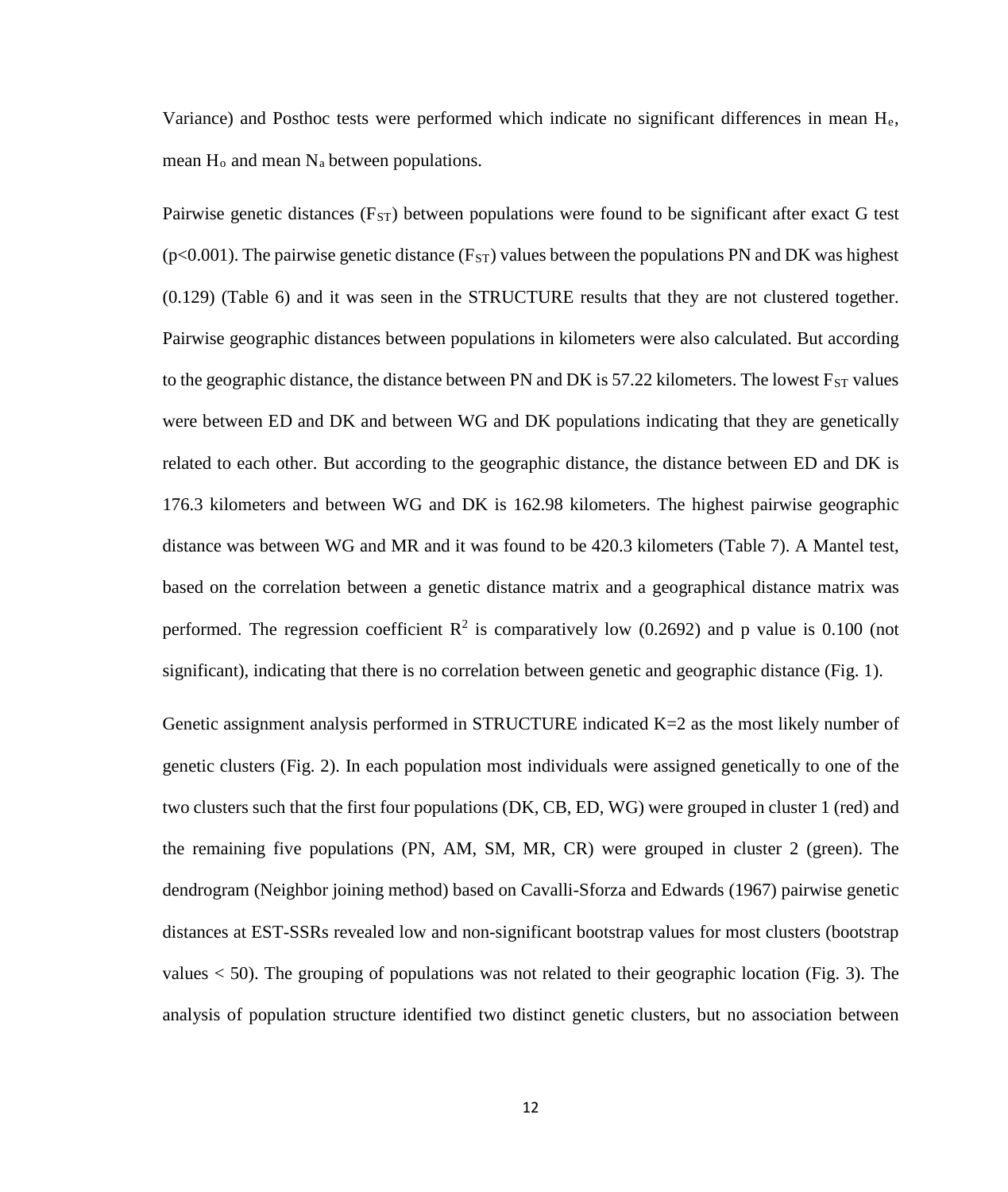Variance) and Posthoc tests were performed which indicate no significant differences in mean $H_e$, mean $H_o$ and mean $N_a$ between populations.

Pairwise genetic distances ($F_{ST}$) between populations were found to be significant after exact G test ($p<0.001$). The pairwise genetic distance ($F_{ST}$) values between the populations PN and DK was highest (0.129) (Table 6) and it was seen in the STRUCTURE results that they are not clustered together. Pairwise geographic distances between populations in kilometers were also calculated. But according to the geographic distance, the distance between PN and DK is 57.22 kilometers. The lowest $F_{ST}$ values were between ED and DK and between WG and DK populations indicating that they are genetically related to each other. But according to the geographic distance, the distance between ED and DK is 176.3 kilometers and between WG and DK is 162.98 kilometers. The highest pairwise geographic distance was between WG and MR and it was found to be 420.3 kilometers (Table 7). A Mantel test, based on the correlation between a genetic distance matrix and a geographical distance matrix was performed. The regression coefficient $R^2$ is comparatively low (0.2692) and p value is 0.100 (not significant), indicating that there is no correlation between genetic and geographic distance (Fig. 1).

Genetic assignment analysis performed in STRUCTURE indicated K=2 as the most likely number of genetic clusters (Fig. 2). In each population most individuals were assigned genetically to one of the two clusters such that the first four populations (DK, CB, ED, WG) were grouped in cluster 1 (red) and the remaining five populations (PN, AM, SM, MR, CR) were grouped in cluster 2 (green). The dendrogram (Neighbor joining method) based on Cavalli-Sforza and Edwards (1967) pairwise genetic distances at EST-SSRs revealed low and non-significant bootstrap values for most clusters (bootstrap values < 50). The grouping of populations was not related to their geographic location (Fig. 3). The analysis of population structure identified two distinct genetic clusters, but no association between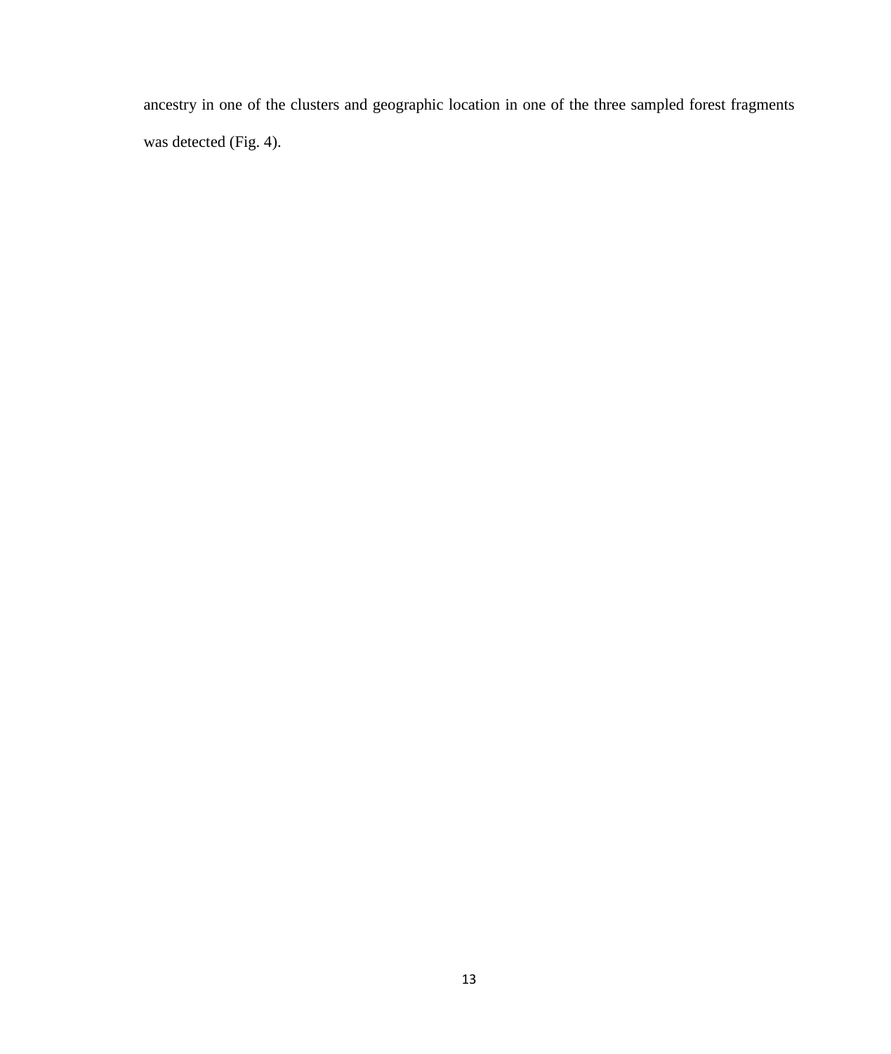ancestry in one of the clusters and geographic location in one of the three sampled forest fragments was detected (Fig. 4).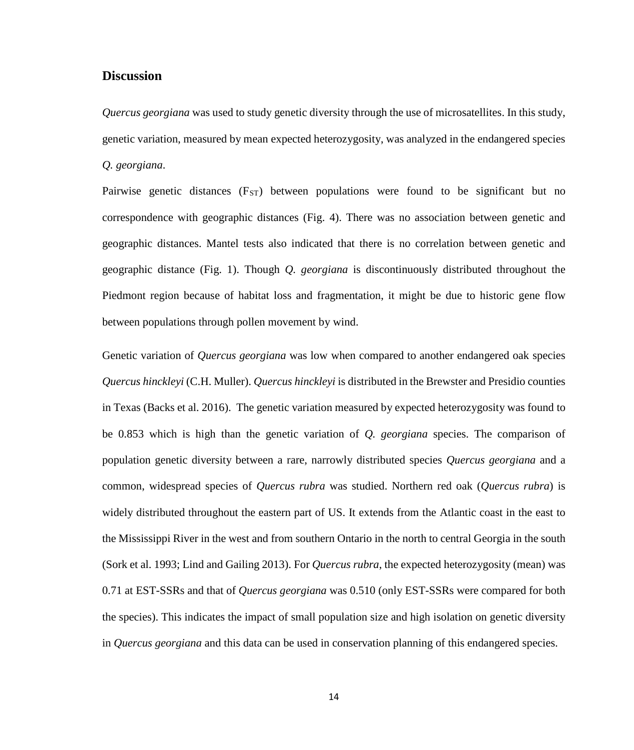## Discussion

*Quercus georgiana* was used to study genetic diversity through the use of microsatellites. In this study, genetic variation, measured by mean expected heterozygosity, was analyzed in the endangered species *Q. georgiana*.

Pairwise genetic distances ($F_{ST}$) between populations were found to be significant but no correspondence with geographic distances (Fig. 4). There was no association between genetic and geographic distances. Mantel tests also indicated that there is no correlation between genetic and geographic distance (Fig. 1). Though *Q. georgiana* is discontinuously distributed throughout the Piedmont region because of habitat loss and fragmentation, it might be due to historic gene flow between populations through pollen movement by wind.

Genetic variation of *Quercus georgiana* was low when compared to another endangered oak species *Quercus hinckleyi* (C.H. Muller). *Quercus hinckleyi* is distributed in the Brewster and Presidio counties in Texas (Backs et al. 2016). The genetic variation measured by expected heterozygosity was found to be 0.853 which is high than the genetic variation of *Q. georgiana* species. The comparison of population genetic diversity between a rare, narrowly distributed species *Quercus georgiana* and a common, widespread species of *Quercus rubra* was studied. Northern red oak (*Quercus rubra*) is widely distributed throughout the eastern part of US. It extends from the Atlantic coast in the east to the Mississippi River in the west and from southern Ontario in the north to central Georgia in the south (Sork et al. 1993; Lind and Gailing 2013). For *Quercus rubra*, the expected heterozygosity (mean) was 0.71 at EST-SSRs and that of *Quercus georgiana* was 0.510 (only EST-SSRs were compared for both the species). This indicates the impact of small population size and high isolation on genetic diversity in *Quercus georgiana* and this data can be used in conservation planning of this endangered species.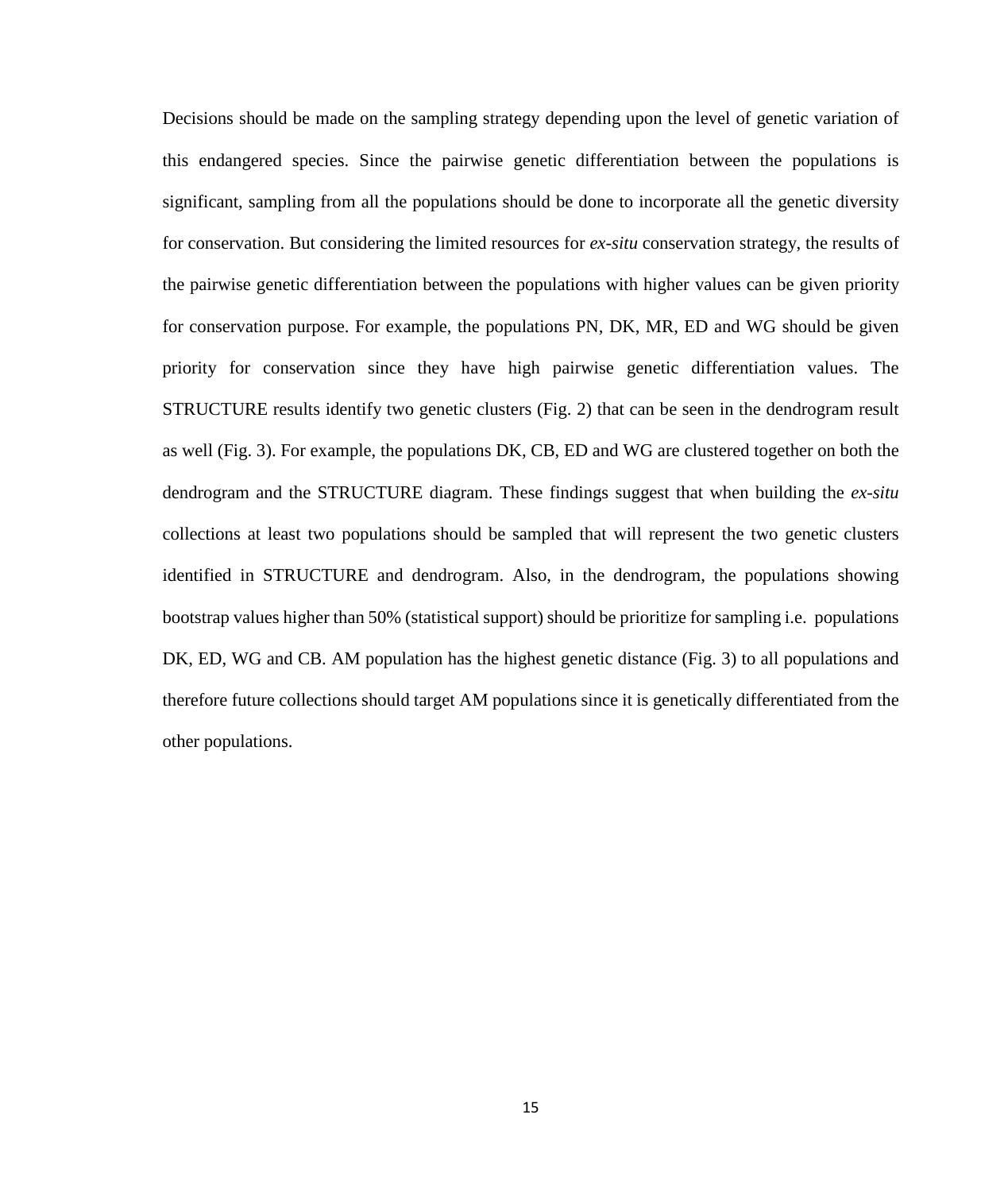Decisions should be made on the sampling strategy depending upon the level of genetic variation of this endangered species. Since the pairwise genetic differentiation between the populations is significant, sampling from all the populations should be done to incorporate all the genetic diversity for conservation. But considering the limited resources for *ex-situ* conservation strategy, the results of the pairwise genetic differentiation between the populations with higher values can be given priority for conservation purpose. For example, the populations PN, DK, MR, ED and WG should be given priority for conservation since they have high pairwise genetic differentiation values. The STRUCTURE results identify two genetic clusters (Fig. 2) that can be seen in the dendrogram result as well (Fig. 3). For example, the populations DK, CB, ED and WG are clustered together on both the dendrogram and the STRUCTURE diagram. These findings suggest that when building the *ex-situ* collections at least two populations should be sampled that will represent the two genetic clusters identified in STRUCTURE and dendrogram. Also, in the dendrogram, the populations showing bootstrap values higher than 50% (statistical support) should be prioritize for sampling i.e. populations DK, ED, WG and CB. AM population has the highest genetic distance (Fig. 3) to all populations and therefore future collections should target AM populations since it is genetically differentiated from the other populations.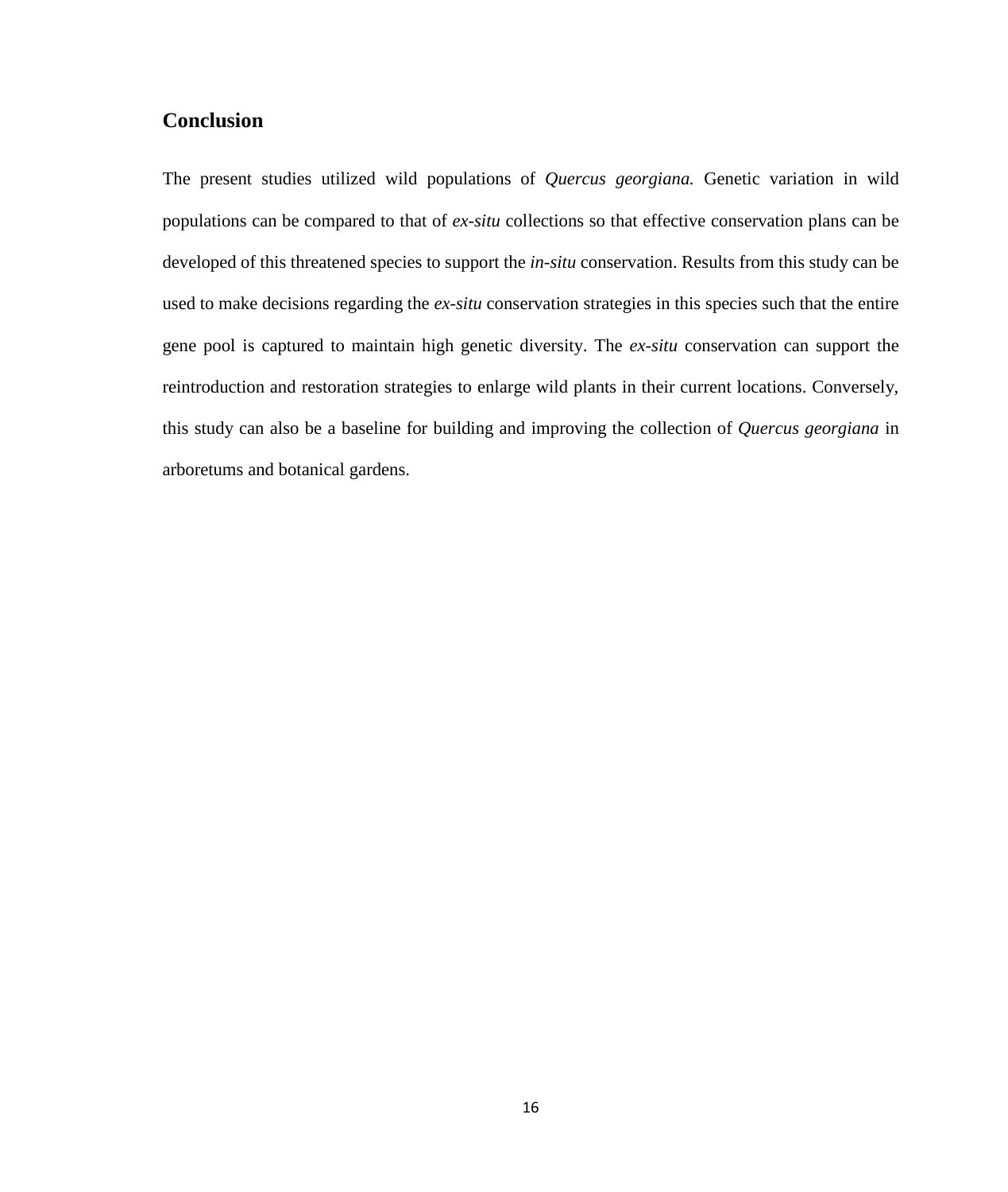## Conclusion

The present studies utilized wild populations of *Quercus georgiana.* Genetic variation in wild populations can be compared to that of *ex-situ* collections so that effective conservation plans can be developed of this threatened species to support the *in-situ* conservation. Results from this study can be used to make decisions regarding the *ex-situ* conservation strategies in this species such that the entire gene pool is captured to maintain high genetic diversity. The *ex-situ* conservation can support the reintroduction and restoration strategies to enlarge wild plants in their current locations. Conversely, this study can also be a baseline for building and improving the collection of *Quercus georgiana* in arboretums and botanical gardens.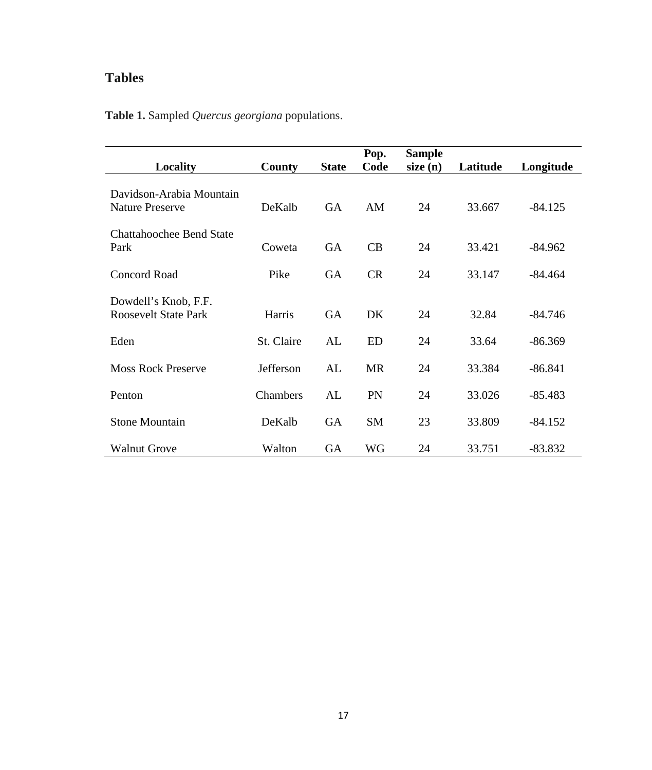## Tables

**Table 1.** Sampled *Quercus georgiana* populations.

| Locality | County | State | Pop. Code | Sample size (n) | Latitude | Longitude |
|---|---|---|---|---|---|---|
| Davidson-Arabia Mountain Nature Preserve | DeKalb | GA | AM | 24 | 33.667 | -84.125 |
| Chattahoochee Bend State Park | Coweta | GA | CB | 24 | 33.421 | -84.962 |
| Concord Road | Pike | GA | CR | 24 | 33.147 | -84.464 |
| Dowdell's Knob, F.F. Roosevelt State Park | Harris | GA | DK | 24 | 32.84 | -84.746 |
| Eden | St. Claire | AL | ED | 24 | 33.64 | -86.369 |
| Moss Rock Preserve | Jefferson | AL | MR | 24 | 33.384 | -86.841 |
| Penton | Chambers | AL | PN | 24 | 33.026 | -85.483 |
| Stone Mountain | DeKalb | GA | SM | 23 | 33.809 | -84.152 |
| Walnut Grove | Walton | GA | WG | 24 | 33.751 | -83.832 |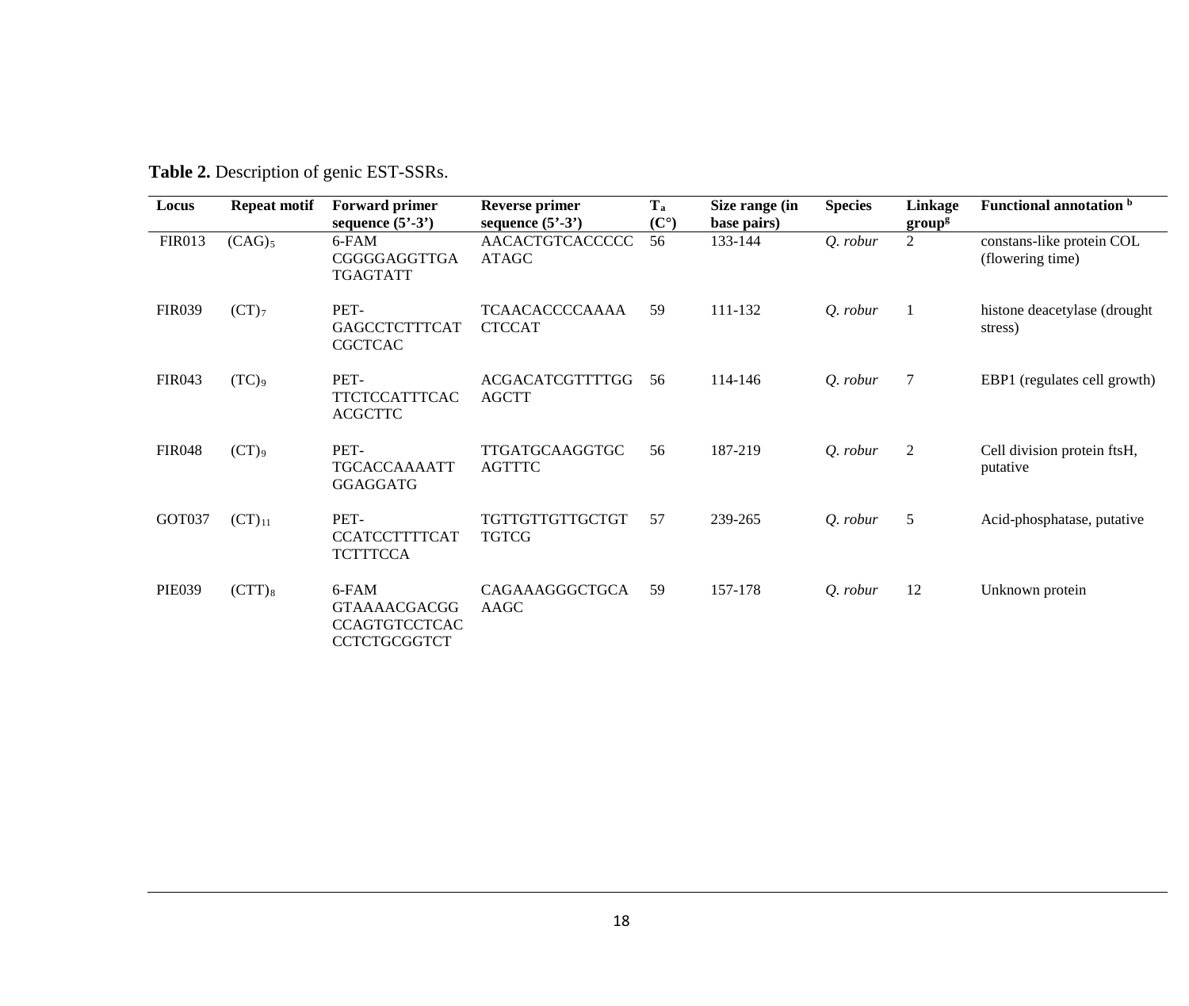**Table 2.** Description of genic EST-SSRs.

| Locus | Repeat motif | Forward primer sequence (5'-3') | Reverse primer sequence (5'-3') | $T_a$ (C°) | Size range (in base pairs) | Species | Linkage group[g] | Functional annotation [b] |
|---|---|---|---|---|---|---|---|---|
| FIR013 | $(CAG)_5$ | 6-FAM CGGGGAGGTTGATGAGTATT | AACACTGTCACCCCCATAGC | 56 | 133-144 | *Q. robur* | 2 | constans-like protein COL (flowering time) |
| FIR039 | $(CT)_7$ | PET-GAGCCTCTTTCATCGCTCAC | TCAACACCCCAAAACTCCAT | 59 | 111-132 | *Q. robur* | 1 | histone deacetylase (drought stress) |
| FIR043 | $(TC)_9$ | PET-TTCTCCATTTCACACGCTTC | ACGACATCGTTTTGGAGCTT | 56 | 114-146 | *Q. robur* | 7 | EBP1 (regulates cell growth) |
| FIR048 | $(CT)_9$ | PET-TGCACCAAAATTGGAGGATG | TTGATGCAAGGTGCAGTTTC | 56 | 187-219 | *Q. robur* | 2 | Cell division protein ftsH, putative |
| GOT037 | $(CT)_{11}$ | PET-CCATCCTTTTCATTCTTTCCA | TGTTGTTGTTGCTGTTGTCG | 57 | 239-265 | *Q. robur* | 5 | Acid-phosphatase, putative |
| PIE039 | $(CTT)_8$ | 6-FAM GTAAAACGACGGCCAGTGTCCTCACCCTCTGCGGTCT | CAGAAAGGGCTGCAAAGC | 59 | 157-178 | *Q. robur* | 12 | Unknown protein |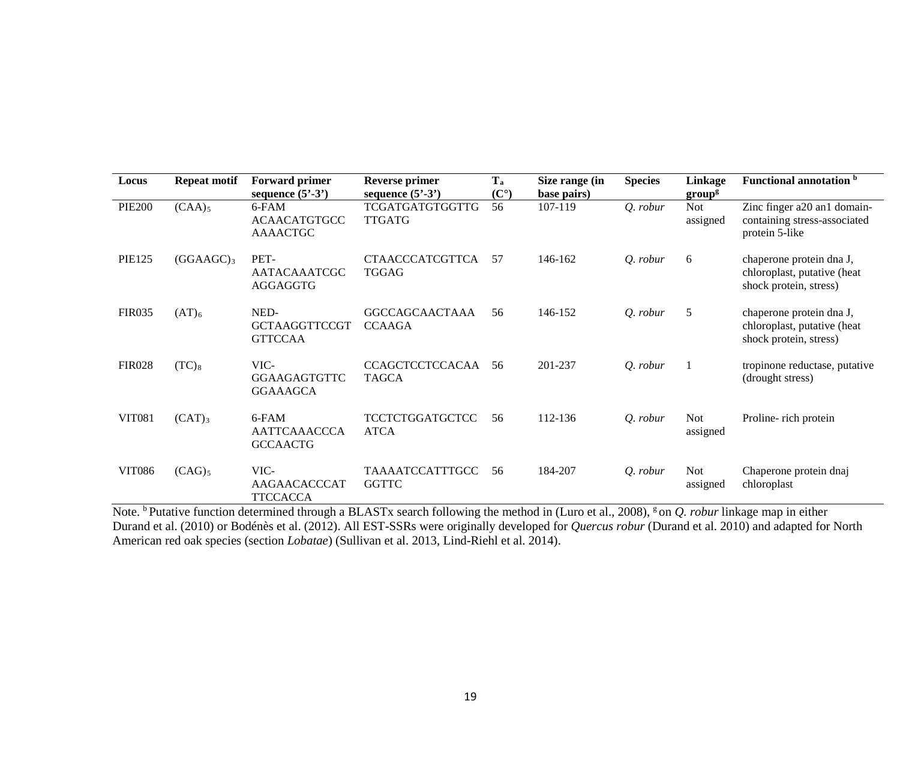| Locus | Repeat motif | Forward primer sequence (5'-3') | Reverse primer sequence (5'-3') | $T_a$ (C°) | Size range (in base pairs) | Species | Linkage group[g] | Functional annotation [b] |
|---|---|---|---|---|---|---|---|---|
| PIE200 | $(CAA)_5$ | 6-FAM ACAACATGTGCC AAAACTGC | TCGATGATGTGGTTG TTGATG | 56 | 107-119 | *Q. robur* | Not assigned | Zinc finger a20 an1 domain-containing stress-associated protein 5-like |
| PIE125 | $(GGAAGC)_3$ | PET- AATACAAATCGC AGGAGGTG | CTAACCCATCGTTCA TGGAG | 57 | 146-162 | *Q. robur* | 6 | chaperone protein dna J, chloroplast, putative (heat shock protein, stress) |
| FIR035 | $(AT)_6$ | NED- GCTAAGGTTCCGT GTTCCAA | GGCCAGCAACTAAA CCAAGA | 56 | 146-152 | *Q. robur* | 5 | chaperone protein dna J, chloroplast, putative (heat shock protein, stress) |
| FIR028 | $(TC)_8$ | VIC- GGAAGAGTGTTC GGAAAGCA | CCAGCTCCTCCACAA TAGCA | 56 | 201-237 | *Q. robur* | 1 | tropinone reductase, putative (drought stress) |
| VIT081 | $(CAT)_3$ | 6-FAM AATTCAAACCCA GCCAACTG | TCCTCTGGATGCTCC ATCA | 56 | 112-136 | *Q. robur* | Not assigned | Proline- rich protein |
| VIT086 | $(CAG)_5$ | VIC- AAGAACACCCAT TTCCACCA | TAAAATCCATTTGCC GGTTC | 56 | 184-207 | *Q. robur* | Not assigned | Chaperone protein dnaj chloroplast |

Note. [b] Putative function determined through a BLASTx search following the method in (Luro et al., 2008), [g] on *Q. robur* linkage map in either Durand et al. (2010) or Bodénès et al. (2012). All EST-SSRs were originally developed for *Quercus robur* (Durand et al. 2010) and adapted for North American red oak species (section *Lobatae*) (Sullivan et al. 2013, Lind-Riehl et al. 2014).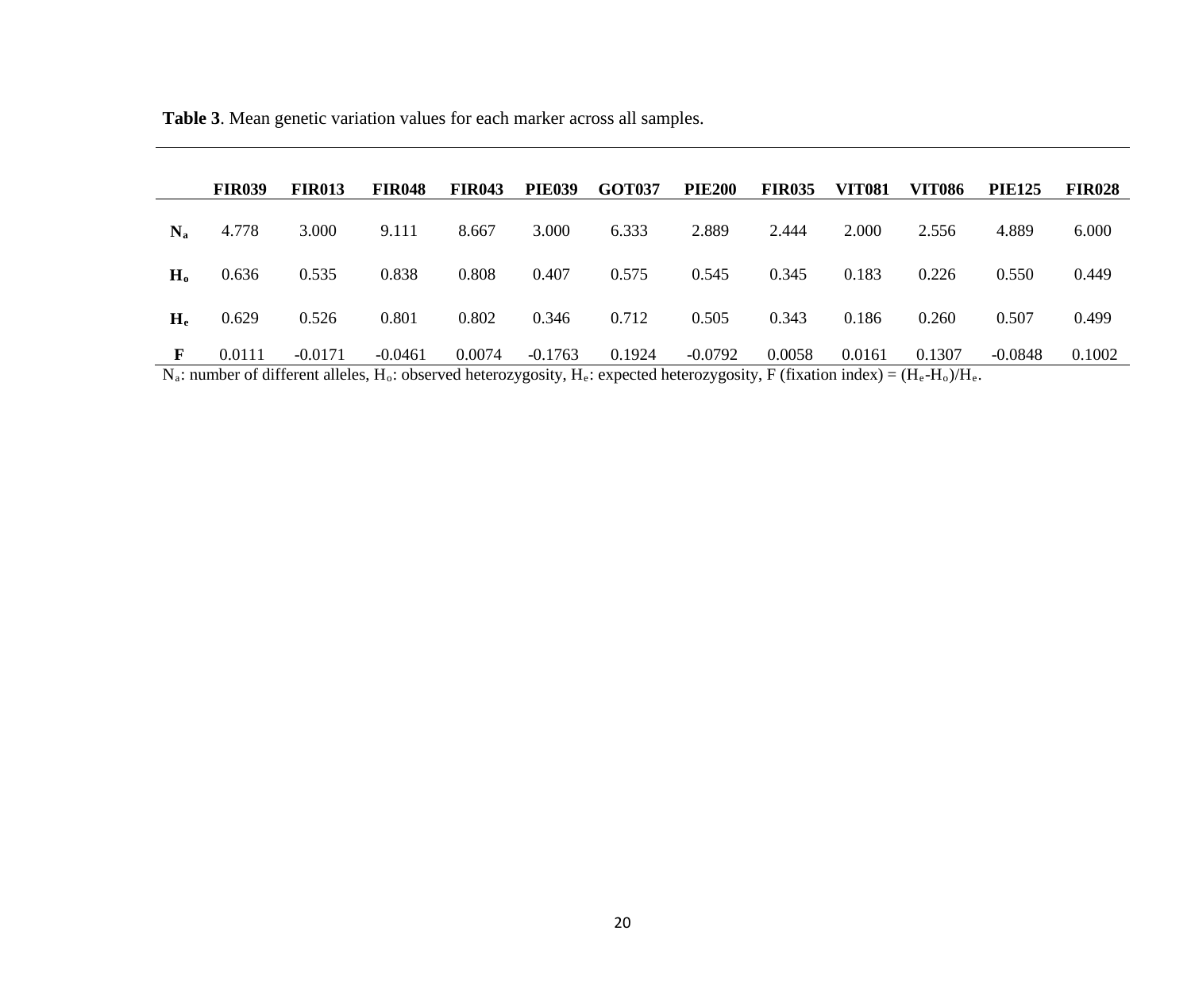**Table 3**. Mean genetic variation values for each marker across all samples.

| | FIR039 | FIR013 | FIR048 | FIR043 | PIE039 | GOT037 | PIE200 | FIR035 | VIT081 | VIT086 | PIE125 | FIR028 |
|---|---|---|---|---|---|---|---|---|---|---|---|---|
| $N_a$ | 4.778 | 3.000 | 9.111 | 8.667 | 3.000 | 6.333 | 2.889 | 2.444 | 2.000 | 2.556 | 4.889 | 6.000 |
| $H_o$ | 0.636 | 0.535 | 0.838 | 0.808 | 0.407 | 0.575 | 0.545 | 0.345 | 0.183 | 0.226 | 0.550 | 0.449 |
| $H_e$ | 0.629 | 0.526 | 0.801 | 0.802 | 0.346 | 0.712 | 0.505 | 0.343 | 0.186 | 0.260 | 0.507 | 0.499 |
| F | 0.0111 | -0.0171 | -0.0461 | 0.0074 | -0.1763 | 0.1924 | -0.0792 | 0.0058 | 0.0161 | 0.1307 | -0.0848 | 0.1002 |

$N_a$: number of different alleles, $H_o$: observed heterozygosity, $H_e$: expected heterozygosity, F (fixation index) = $(H_e-H_o)/H_e$.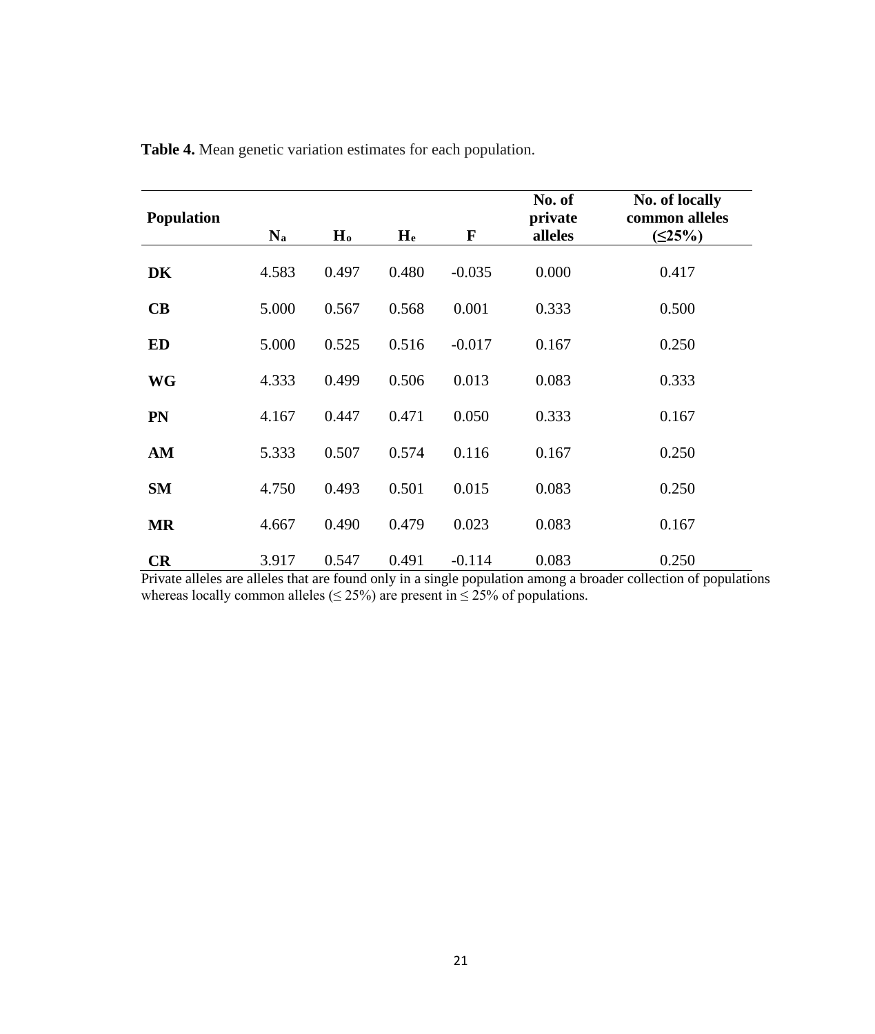**Table 4.** Mean genetic variation estimates for each population.

| Population | $N_a$ | $H_o$ | $H_e$ | F | No. of private alleles | No. of locally common alleles (≤25%) |
|---|---|---|---|---|---|---|
| **DK** | 4.583 | 0.497 | 0.480 | -0.035 | 0.000 | 0.417 |
| **CB** | 5.000 | 0.567 | 0.568 | 0.001 | 0.333 | 0.500 |
| **ED** | 5.000 | 0.525 | 0.516 | -0.017 | 0.167 | 0.250 |
| **WG** | 4.333 | 0.499 | 0.506 | 0.013 | 0.083 | 0.333 |
| **PN** | 4.167 | 0.447 | 0.471 | 0.050 | 0.333 | 0.167 |
| **AM** | 5.333 | 0.507 | 0.574 | 0.116 | 0.167 | 0.250 |
| **SM** | 4.750 | 0.493 | 0.501 | 0.015 | 0.083 | 0.250 |
| **MR** | 4.667 | 0.490 | 0.479 | 0.023 | 0.083 | 0.167 |
| **CR** | 3.917 | 0.547 | 0.491 | -0.114 | 0.083 | 0.250 |

Private alleles are alleles that are found only in a single population among a broader collection of populations whereas locally common alleles (≤ 25%) are present in ≤ 25% of populations.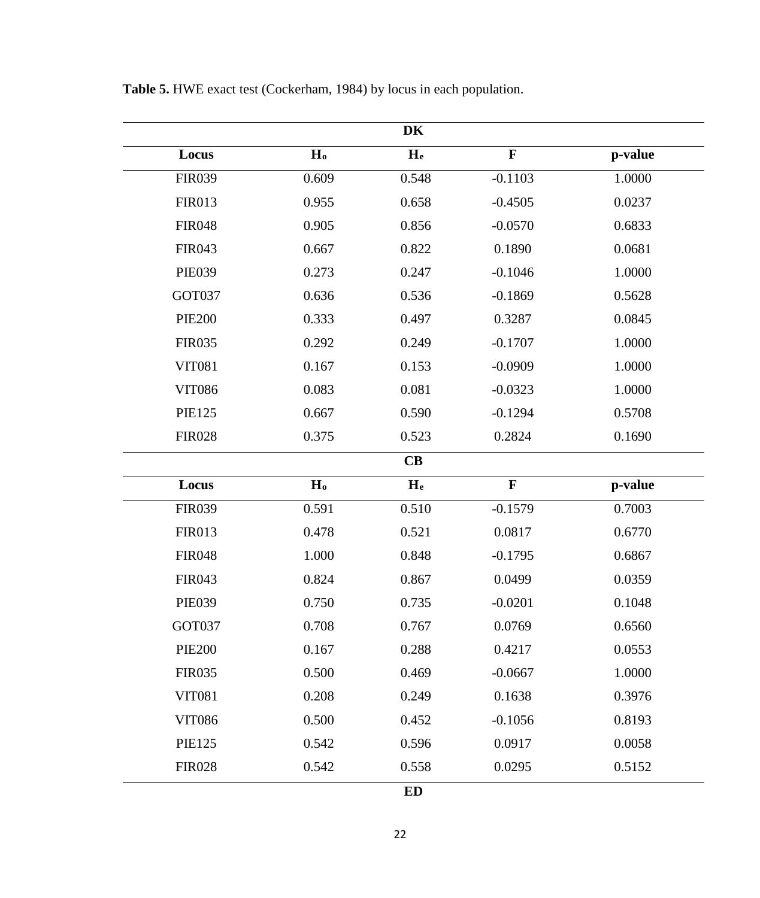**Table 5.** HWE exact test (Cockerham, 1984) by locus in each population.

| DK | | | | |
|---|---|---|---|---|
| **Locus** | **$H_o$** | **$H_e$** | **F** | **p-value** |
| FIR039 | 0.609 | 0.548 | -0.1103 | 1.0000 |
| FIR013 | 0.955 | 0.658 | -0.4505 | 0.0237 |
| FIR048 | 0.905 | 0.856 | -0.0570 | 0.6833 |
| FIR043 | 0.667 | 0.822 | 0.1890 | 0.0681 |
| PIE039 | 0.273 | 0.247 | -0.1046 | 1.0000 |
| GOT037 | 0.636 | 0.536 | -0.1869 | 0.5628 |
| PIE200 | 0.333 | 0.497 | 0.3287 | 0.0845 |
| FIR035 | 0.292 | 0.249 | -0.1707 | 1.0000 |
| VIT081 | 0.167 | 0.153 | -0.0909 | 1.0000 |
| VIT086 | 0.083 | 0.081 | -0.0323 | 1.0000 |
| PIE125 | 0.667 | 0.590 | -0.1294 | 0.5708 |
| FIR028 | 0.375 | 0.523 | 0.2824 | 0.1690 |
| **CB** | | | | |
| **Locus** | **$H_o$** | **$H_e$** | **F** | **p-value** |
| FIR039 | 0.591 | 0.510 | -0.1579 | 0.7003 |
| FIR013 | 0.478 | 0.521 | 0.0817 | 0.6770 |
| FIR048 | 1.000 | 0.848 | -0.1795 | 0.6867 |
| FIR043 | 0.824 | 0.867 | 0.0499 | 0.0359 |
| PIE039 | 0.750 | 0.735 | -0.0201 | 0.1048 |
| GOT037 | 0.708 | 0.767 | 0.0769 | 0.6560 |
| PIE200 | 0.167 | 0.288 | 0.4217 | 0.0553 |
| FIR035 | 0.500 | 0.469 | -0.0667 | 1.0000 |
| VIT081 | 0.208 | 0.249 | 0.1638 | 0.3976 |
| VIT086 | 0.500 | 0.452 | -0.1056 | 0.8193 |
| PIE125 | 0.542 | 0.596 | 0.0917 | 0.0058 |
| FIR028 | 0.542 | 0.558 | 0.0295 | 0.5152 |
| **ED** | | | | |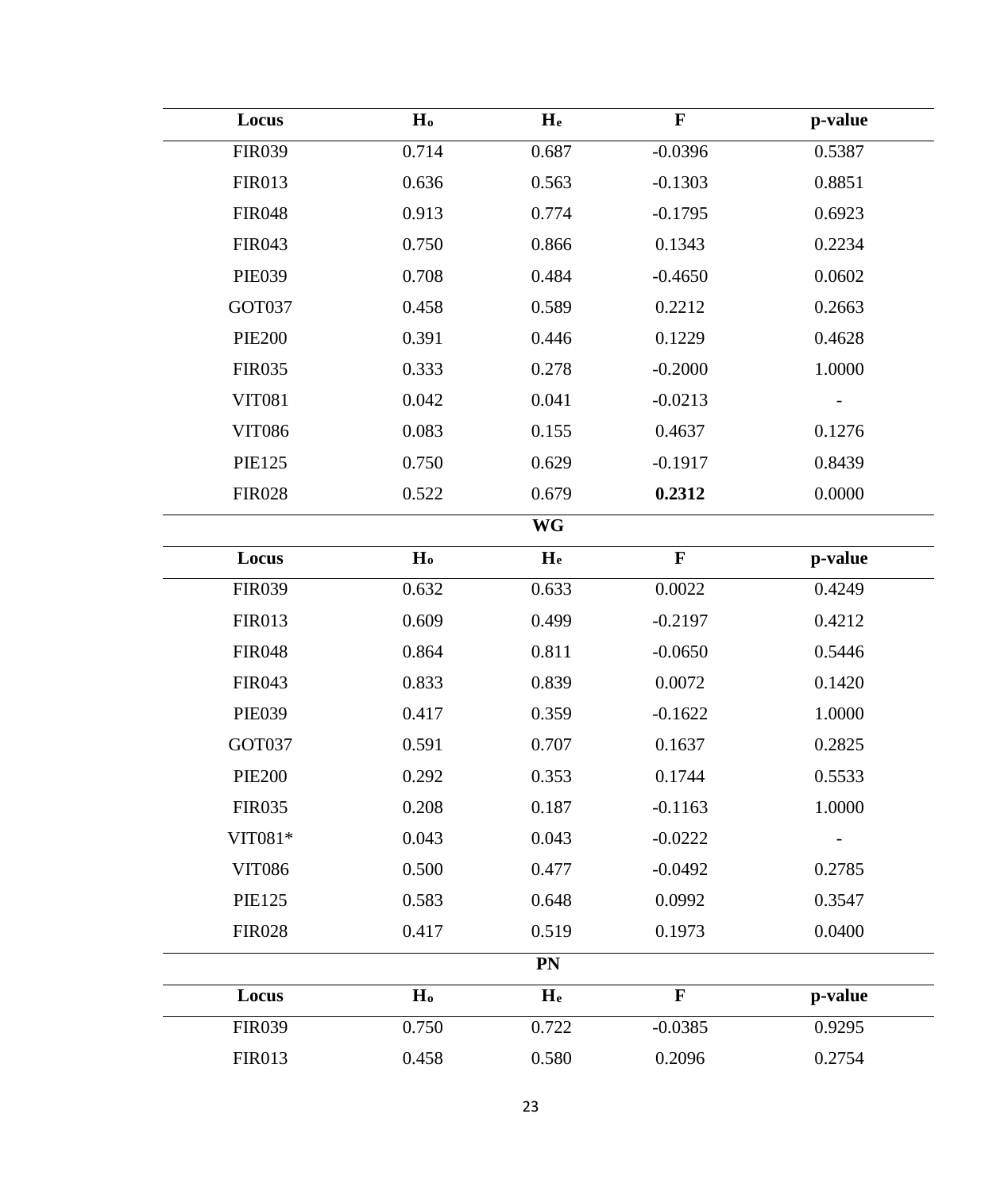| Locus | $H_o$ | $H_e$ | F | p-value |
|---|---|---|---|---|
| FIR039 | 0.714 | 0.687 | -0.0396 | 0.5387 |
| FIR013 | 0.636 | 0.563 | -0.1303 | 0.8851 |
| FIR048 | 0.913 | 0.774 | -0.1795 | 0.6923 |
| FIR043 | 0.750 | 0.866 | 0.1343 | 0.2234 |
| PIE039 | 0.708 | 0.484 | -0.4650 | 0.0602 |
| GOT037 | 0.458 | 0.589 | 0.2212 | 0.2663 |
| PIE200 | 0.391 | 0.446 | 0.1229 | 0.4628 |
| FIR035 | 0.333 | 0.278 | -0.2000 | 1.0000 |
| VIT081 | 0.042 | 0.041 | -0.0213 | - |
| VIT086 | 0.083 | 0.155 | 0.4637 | 0.1276 |
| PIE125 | 0.750 | 0.629 | -0.1917 | 0.8439 |
| FIR028 | 0.522 | 0.679 | **0.2312** | 0.0000 |

**WG**

| Locus | $H_o$ | $H_e$ | F | p-value |
|---|---|---|---|---|
| FIR039 | 0.632 | 0.633 | 0.0022 | 0.4249 |
| FIR013 | 0.609 | 0.499 | -0.2197 | 0.4212 |
| FIR048 | 0.864 | 0.811 | -0.0650 | 0.5446 |
| FIR043 | 0.833 | 0.839 | 0.0072 | 0.1420 |
| PIE039 | 0.417 | 0.359 | -0.1622 | 1.0000 |
| GOT037 | 0.591 | 0.707 | 0.1637 | 0.2825 |
| PIE200 | 0.292 | 0.353 | 0.1744 | 0.5533 |
| FIR035 | 0.208 | 0.187 | -0.1163 | 1.0000 |
| VIT081* | 0.043 | 0.043 | -0.0222 | - |
| VIT086 | 0.500 | 0.477 | -0.0492 | 0.2785 |
| PIE125 | 0.583 | 0.648 | 0.0992 | 0.3547 |
| FIR028 | 0.417 | 0.519 | 0.1973 | 0.0400 |

**PN**

| Locus | $H_o$ | $H_e$ | F | p-value |
|---|---|---|---|---|
| FIR039 | 0.750 | 0.722 | -0.0385 | 0.9295 |
| FIR013 | 0.458 | 0.580 | 0.2096 | 0.2754 |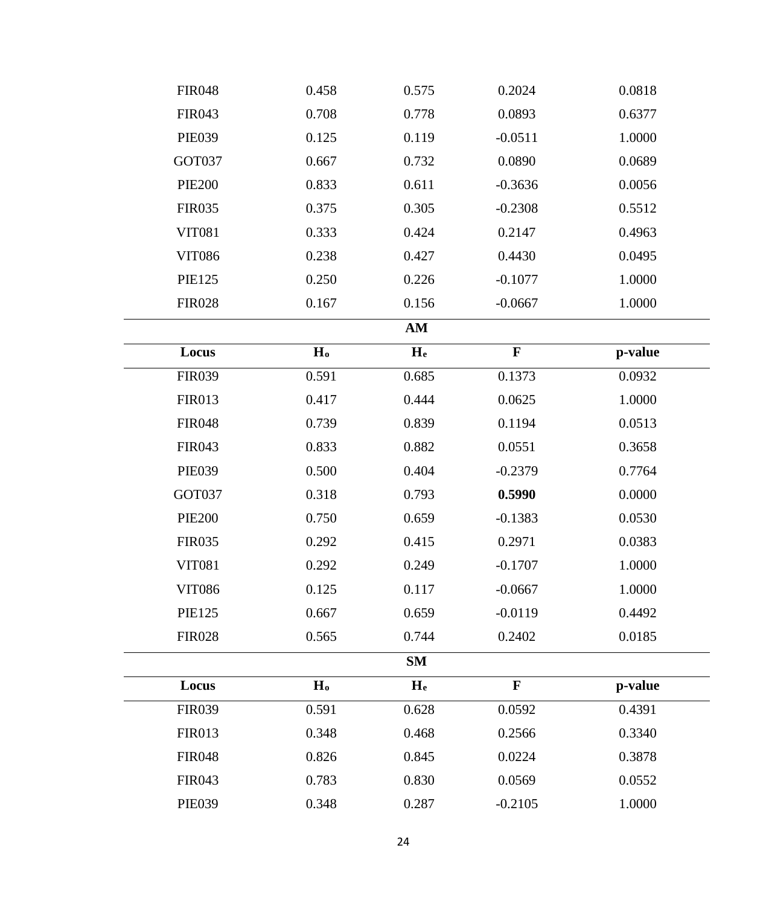| Locus | $H_o$ | $H_e$ | F | p-value |
|---|---|---|---|---|
| FIR048 | 0.458 | 0.575 | 0.2024 | 0.0818 |
| FIR043 | 0.708 | 0.778 | 0.0893 | 0.6377 |
| PIE039 | 0.125 | 0.119 | -0.0511 | 1.0000 |
| GOT037 | 0.667 | 0.732 | 0.0890 | 0.0689 |
| PIE200 | 0.833 | 0.611 | -0.3636 | 0.0056 |
| FIR035 | 0.375 | 0.305 | -0.2308 | 0.5512 |
| VIT081 | 0.333 | 0.424 | 0.2147 | 0.4963 |
| VIT086 | 0.238 | 0.427 | 0.4430 | 0.0495 |
| PIE125 | 0.250 | 0.226 | -0.1077 | 1.0000 |
| FIR028 | 0.167 | 0.156 | -0.0667 | 1.0000 |
| | | **AM** | | |
| **Locus** | **$H_o$** | **$H_e$** | **F** | **p-value** |
| FIR039 | 0.591 | 0.685 | 0.1373 | 0.0932 |
| FIR013 | 0.417 | 0.444 | 0.0625 | 1.0000 |
| FIR048 | 0.739 | 0.839 | 0.1194 | 0.0513 |
| FIR043 | 0.833 | 0.882 | 0.0551 | 0.3658 |
| PIE039 | 0.500 | 0.404 | -0.2379 | 0.7764 |
| GOT037 | 0.318 | 0.793 | **0.5990** | 0.0000 |
| PIE200 | 0.750 | 0.659 | -0.1383 | 0.0530 |
| FIR035 | 0.292 | 0.415 | 0.2971 | 0.0383 |
| VIT081 | 0.292 | 0.249 | -0.1707 | 1.0000 |
| VIT086 | 0.125 | 0.117 | -0.0667 | 1.0000 |
| PIE125 | 0.667 | 0.659 | -0.0119 | 0.4492 |
| FIR028 | 0.565 | 0.744 | 0.2402 | 0.0185 |
| | | **SM** | | |
| **Locus** | **$H_o$** | **$H_e$** | **F** | **p-value** |
| FIR039 | 0.591 | 0.628 | 0.0592 | 0.4391 |
| FIR013 | 0.348 | 0.468 | 0.2566 | 0.3340 |
| FIR048 | 0.826 | 0.845 | 0.0224 | 0.3878 |
| FIR043 | 0.783 | 0.830 | 0.0569 | 0.0552 |
| PIE039 | 0.348 | 0.287 | -0.2105 | 1.0000 |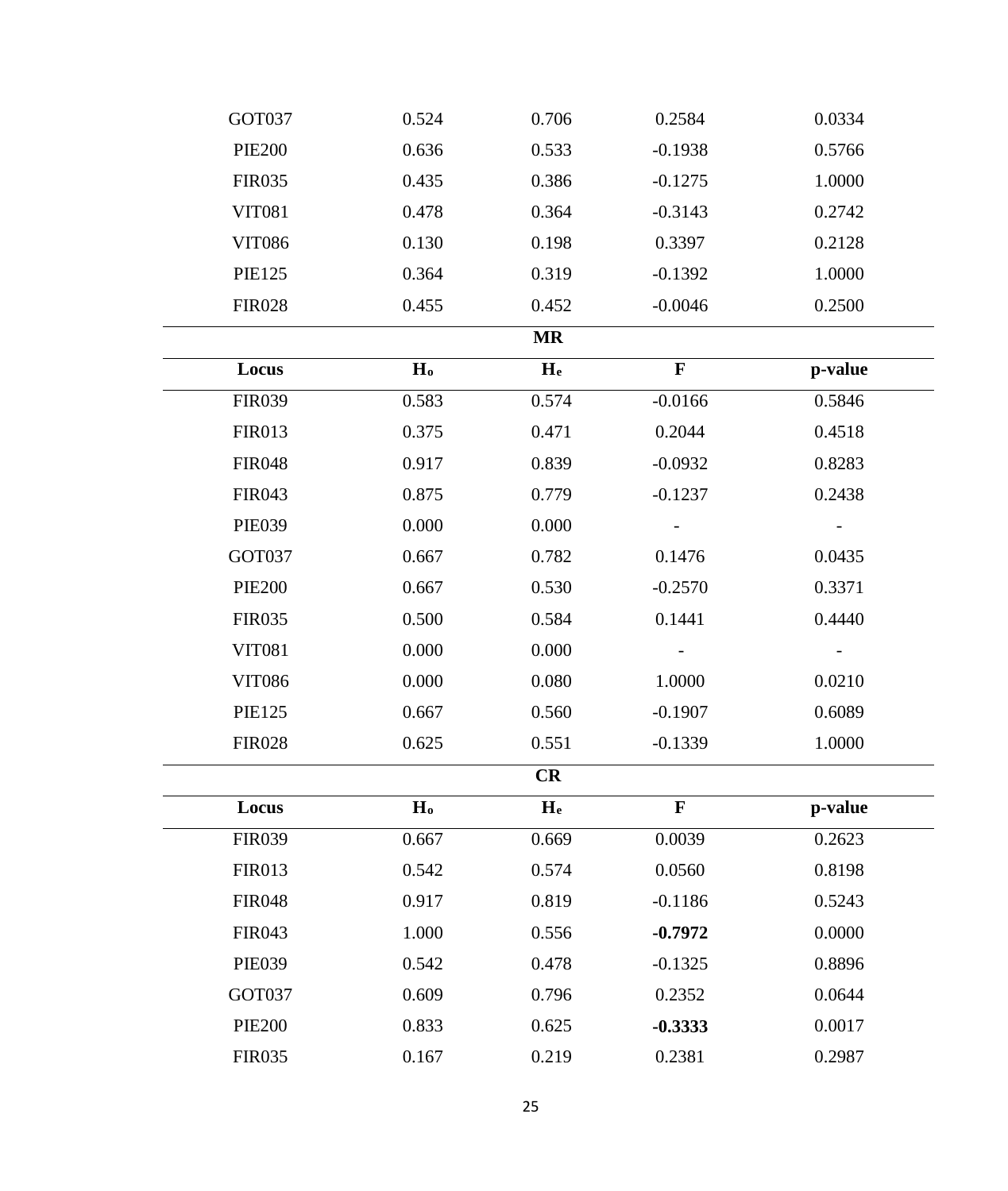| Locus | $H_o$ | $H_e$ | F | p-value |
|---|---|---|---|---|
| GOT037 | 0.524 | 0.706 | 0.2584 | 0.0334 |
| PIE200 | 0.636 | 0.533 | -0.1938 | 0.5766 |
| FIR035 | 0.435 | 0.386 | -0.1275 | 1.0000 |
| VIT081 | 0.478 | 0.364 | -0.3143 | 0.2742 |
| VIT086 | 0.130 | 0.198 | 0.3397 | 0.2128 |
| PIE125 | 0.364 | 0.319 | -0.1392 | 1.0000 |
| FIR028 | 0.455 | 0.452 | -0.0046 | 0.2500 |
| | | **MR** | | |
| **Locus** | **$H_o$** | **$H_e$** | **F** | **p-value** |
| FIR039 | 0.583 | 0.574 | -0.0166 | 0.5846 |
| FIR013 | 0.375 | 0.471 | 0.2044 | 0.4518 |
| FIR048 | 0.917 | 0.839 | -0.0932 | 0.8283 |
| FIR043 | 0.875 | 0.779 | -0.1237 | 0.2438 |
| PIE039 | 0.000 | 0.000 | - | - |
| GOT037 | 0.667 | 0.782 | 0.1476 | 0.0435 |
| PIE200 | 0.667 | 0.530 | -0.2570 | 0.3371 |
| FIR035 | 0.500 | 0.584 | 0.1441 | 0.4440 |
| VIT081 | 0.000 | 0.000 | - | - |
| VIT086 | 0.000 | 0.080 | 1.0000 | 0.0210 |
| PIE125 | 0.667 | 0.560 | -0.1907 | 0.6089 |
| FIR028 | 0.625 | 0.551 | -0.1339 | 1.0000 |
| | | **CR** | | |
| **Locus** | **$H_o$** | **$H_e$** | **F** | **p-value** |
| FIR039 | 0.667 | 0.669 | 0.0039 | 0.2623 |
| FIR013 | 0.542 | 0.574 | 0.0560 | 0.8198 |
| FIR048 | 0.917 | 0.819 | -0.1186 | 0.5243 |
| FIR043 | 1.000 | 0.556 | **-0.7972** | 0.0000 |
| PIE039 | 0.542 | 0.478 | -0.1325 | 0.8896 |
| GOT037 | 0.609 | 0.796 | 0.2352 | 0.0644 |
| PIE200 | 0.833 | 0.625 | **-0.3333** | 0.0017 |
| FIR035 | 0.167 | 0.219 | 0.2381 | 0.2987 |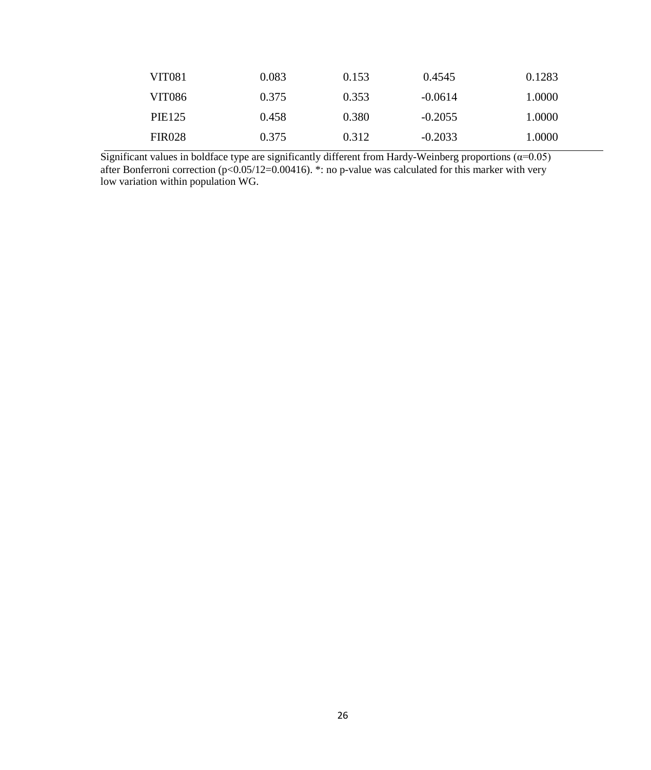| | | | | |
|---|---|---|---|---|
| VIT081 | 0.083 | 0.153 | 0.4545 | 0.1283 |
| VIT086 | 0.375 | 0.353 | -0.0614 | 1.0000 |
| PIE125 | 0.458 | 0.380 | -0.2055 | 1.0000 |
| FIR028 | 0.375 | 0.312 | -0.2033 | 1.0000 |

Significant values in boldface type are significantly different from Hardy-Weinberg proportions ($\alpha$=0.05) after Bonferroni correction ($p<0.05/12=0.00416$). *: no p-value was calculated for this marker with very low variation within population WG.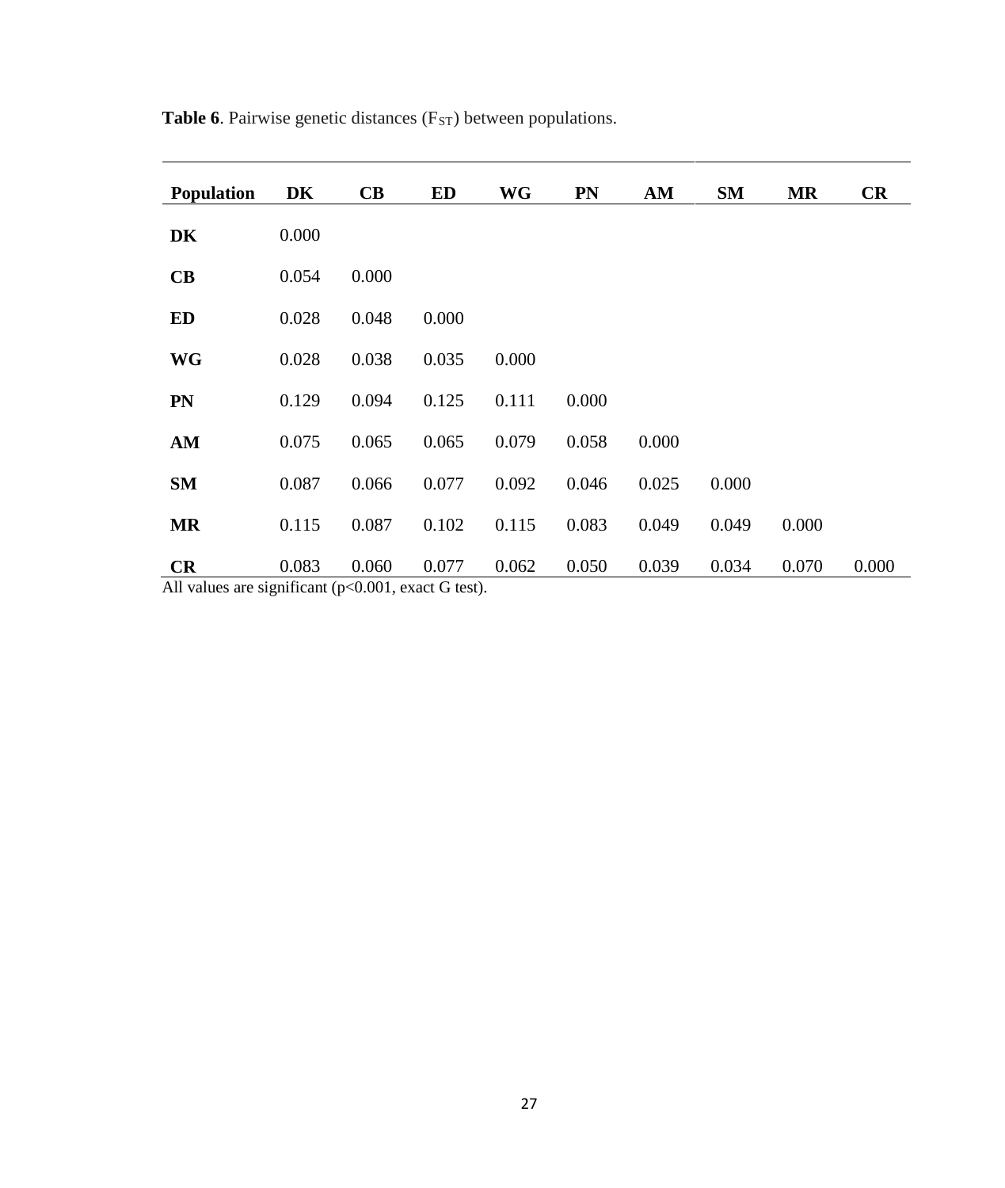**Table 6**. Pairwise genetic distances ($F_{ST}$) between populations.

| Population | DK | CB | ED | WG | PN | AM | SM | MR | CR |
|---|---|---|---|---|---|---|---|---|---|
| **DK** | 0.000 | | | | | | | | |
| **CB** | 0.054 | 0.000 | | | | | | | |
| **ED** | 0.028 | 0.048 | 0.000 | | | | | | |
| **WG** | 0.028 | 0.038 | 0.035 | 0.000 | | | | | |
| **PN** | 0.129 | 0.094 | 0.125 | 0.111 | 0.000 | | | | |
| **AM** | 0.075 | 0.065 | 0.065 | 0.079 | 0.058 | 0.000 | | | |
| **SM** | 0.087 | 0.066 | 0.077 | 0.092 | 0.046 | 0.025 | 0.000 | | |
| **MR** | 0.115 | 0.087 | 0.102 | 0.115 | 0.083 | 0.049 | 0.049 | 0.000 | |
| **CR** | 0.083 | 0.060 | 0.077 | 0.062 | 0.050 | 0.039 | 0.034 | 0.070 | 0.000 |

All values are significant ($p<0.001$, exact G test).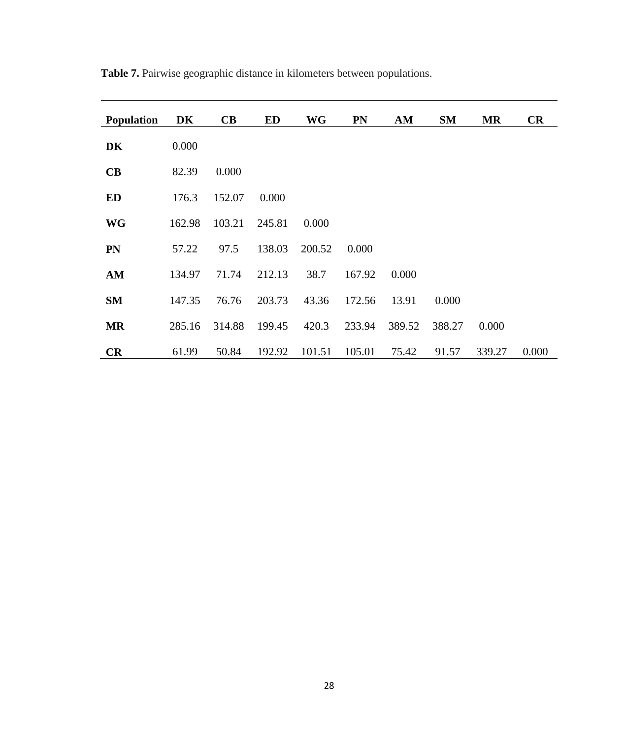**Table 7.** Pairwise geographic distance in kilometers between populations.

| Population | DK | CB | ED | WG | PN | AM | SM | MR | CR |
|---|---|---|---|---|---|---|---|---|---|
| **DK** | 0.000 | | | | | | | | |
| **CB** | 82.39 | 0.000 | | | | | | | |
| **ED** | 176.3 | 152.07 | 0.000 | | | | | | |
| **WG** | 162.98 | 103.21 | 245.81 | 0.000 | | | | | |
| **PN** | 57.22 | 97.5 | 138.03 | 200.52 | 0.000 | | | | |
| **AM** | 134.97 | 71.74 | 212.13 | 38.7 | 167.92 | 0.000 | | | |
| **SM** | 147.35 | 76.76 | 203.73 | 43.36 | 172.56 | 13.91 | 0.000 | | |
| **MR** | 285.16 | 314.88 | 199.45 | 420.3 | 233.94 | 389.52 | 388.27 | 0.000 | |
| **CR** | 61.99 | 50.84 | 192.92 | 101.51 | 105.01 | 75.42 | 91.57 | 339.27 | 0.000 |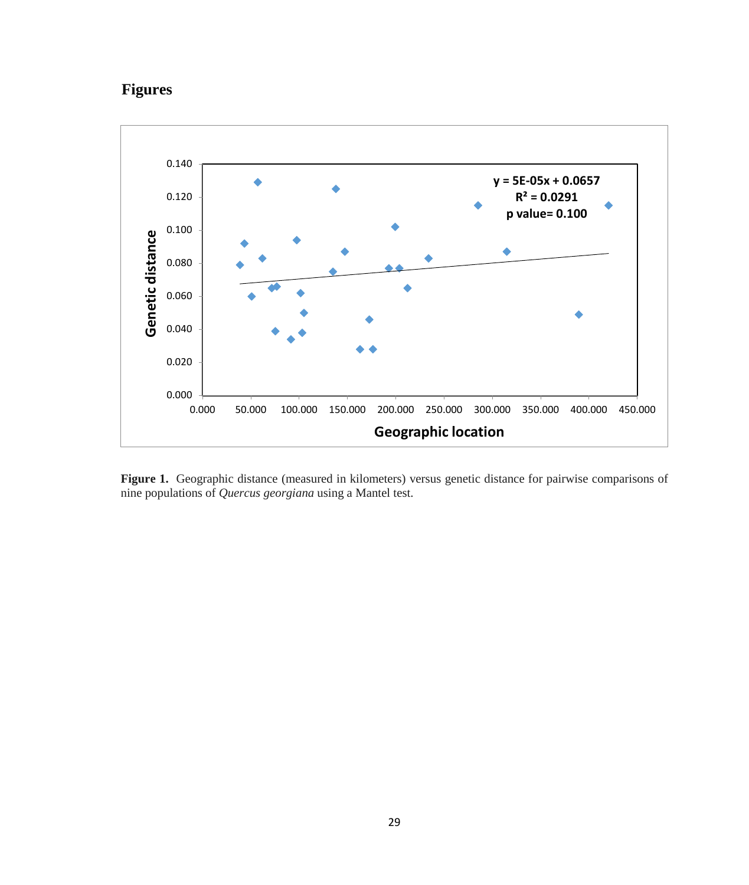## Figures

**Figure 1.** Geographic distance (measured in kilometers) versus genetic distance for pairwise comparisons of nine populations of *Quercus georgiana* using a Mantel test.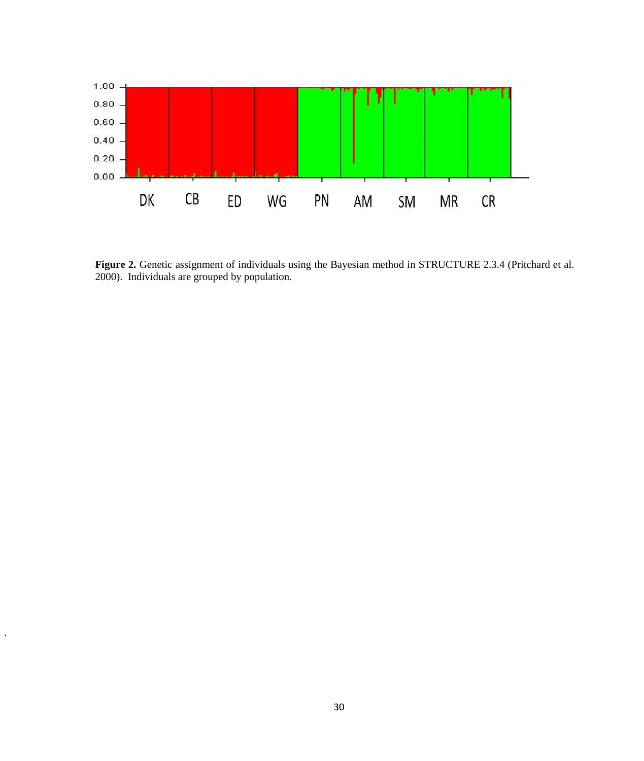**Figure 2.** Genetic assignment of individuals using the Bayesian method in STRUCTURE 2.3.4 (Pritchard et al. 2000). Individuals are grouped by population.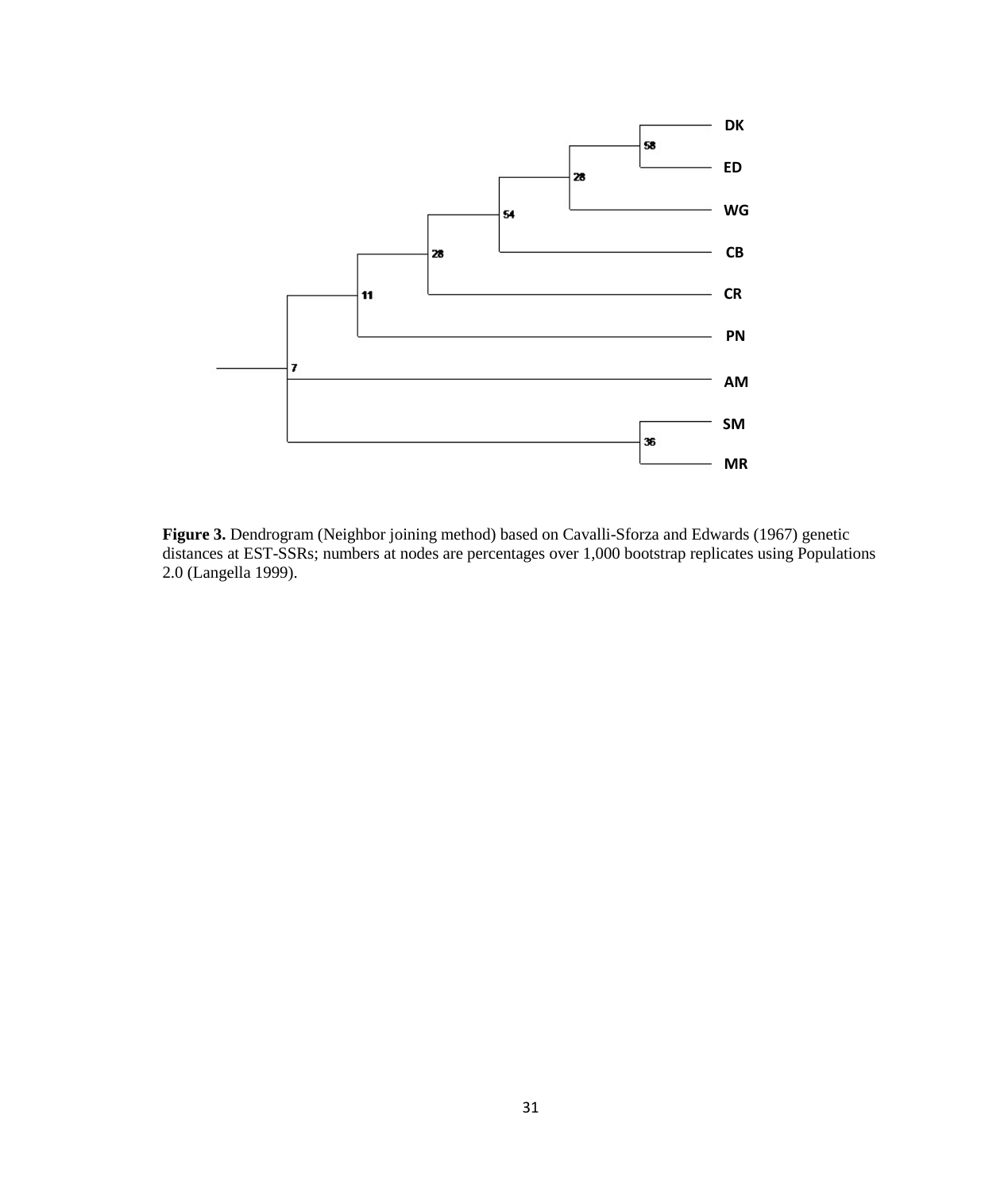**Figure 3.** Dendrogram (Neighbor joining method) based on Cavalli-Sforza and Edwards (1967) genetic distances at EST-SSRs; numbers at nodes are percentages over 1,000 bootstrap replicates using Populations 2.0 (Langella 1999).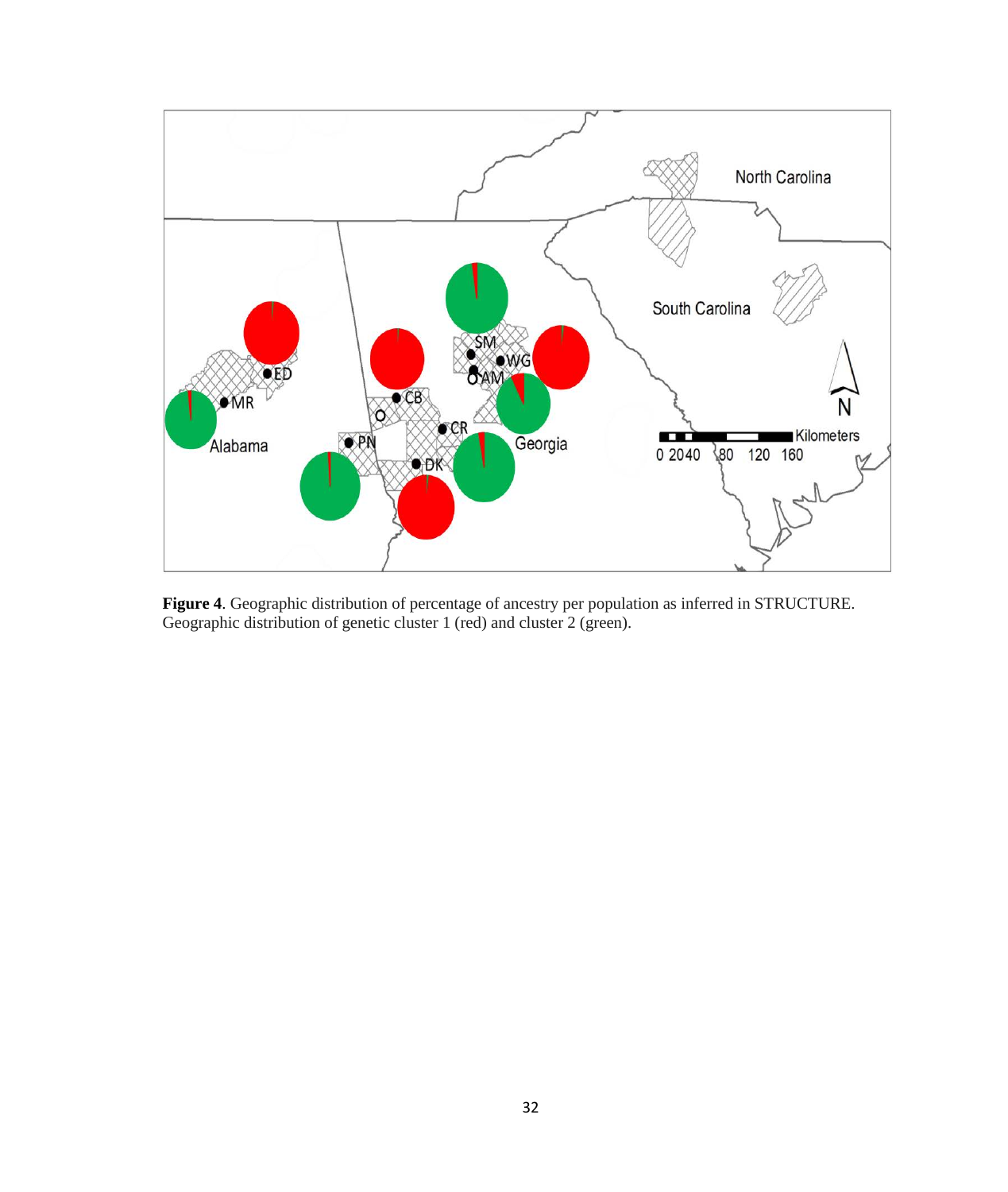**Figure 4**. Geographic distribution of percentage of ancestry per population as inferred in STRUCTURE. Geographic distribution of genetic cluster 1 (red) and cluster 2 (green).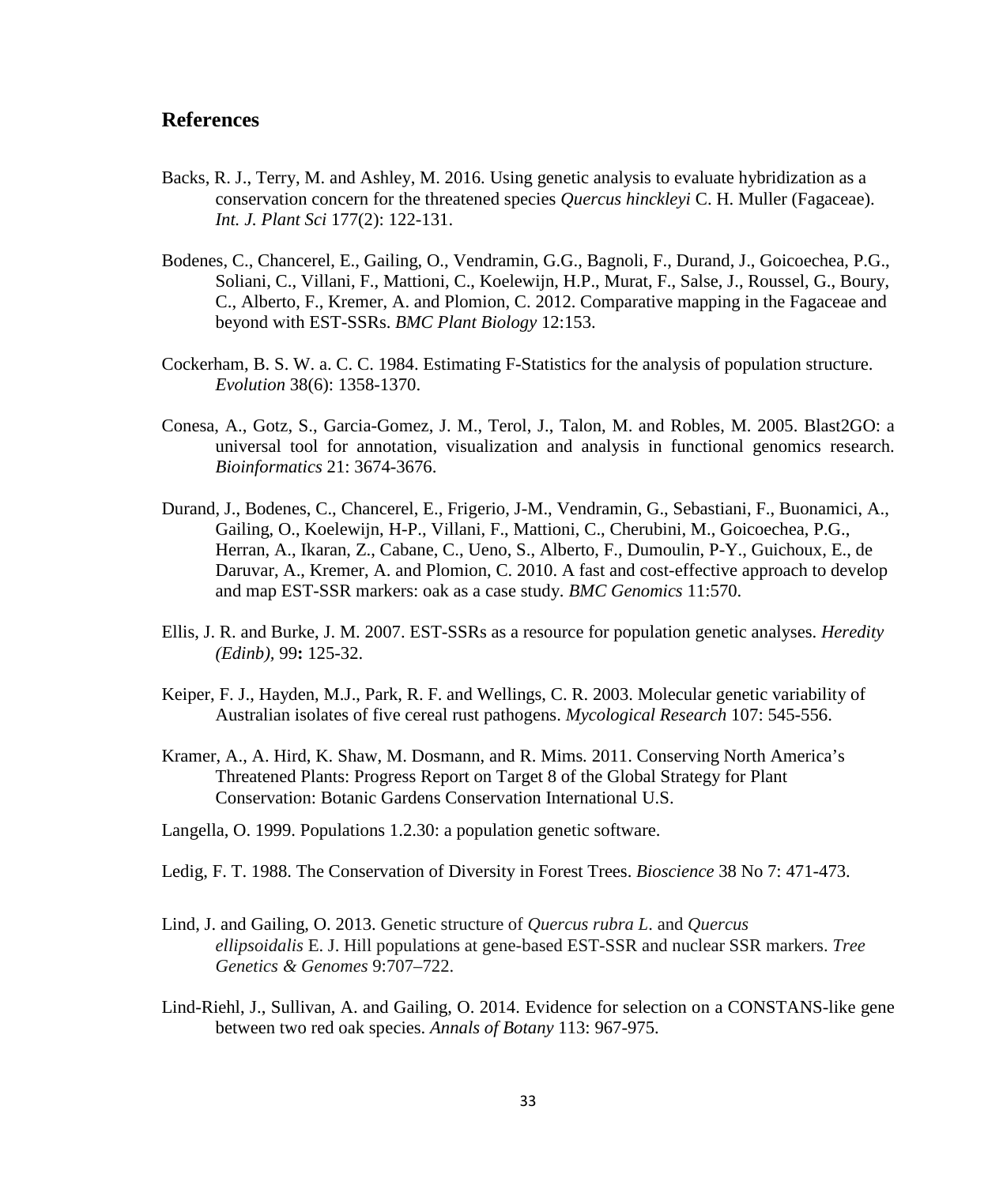## References

Backs, R. J., Terry, M. and Ashley, M. 2016. Using genetic analysis to evaluate hybridization as a conservation concern for the threatened species *Quercus hinckleyi* C. H. Muller (Fagaceae). *Int. J. Plant Sci* 177(2): 122-131.

Bodenes, C., Chancerel, E., Gailing, O., Vendramin, G.G., Bagnoli, F., Durand, J., Goicoechea, P.G., Soliani, C., Villani, F., Mattioni, C., Koelewijn, H.P., Murat, F., Salse, J., Roussel, G., Boury, C., Alberto, F., Kremer, A. and Plomion, C. 2012. Comparative mapping in the Fagaceae and beyond with EST-SSRs. *BMC Plant Biology* 12:153.

Cockerham, B. S. W. a. C. C. 1984. Estimating F-Statistics for the analysis of population structure. *Evolution* 38(6): 1358-1370.

Conesa, A., Gotz, S., Garcia-Gomez, J. M., Terol, J., Talon, M. and Robles, M. 2005. Blast2GO: a universal tool for annotation, visualization and analysis in functional genomics research. *Bioinformatics* 21: 3674-3676.

Durand, J., Bodenes, C., Chancerel, E., Frigerio, J-M., Vendramin, G., Sebastiani, F., Buonamici, A., Gailing, O., Koelewijn, H-P., Villani, F., Mattioni, C., Cherubini, M., Goicoechea, P.G., Herran, A., Ikaran, Z., Cabane, C., Ueno, S., Alberto, F., Dumoulin, P-Y., Guichoux, E., de Daruvar, A., Kremer, A. and Plomion, C. 2010. A fast and cost-effective approach to develop and map EST-SSR markers: oak as a case study. *BMC Genomics* 11:570.

Ellis, J. R. and Burke, J. M. 2007. EST-SSRs as a resource for population genetic analyses. *Heredity (Edinb),* 99**:** 125-32.

Keiper, F. J., Hayden, M.J., Park, R. F. and Wellings, C. R. 2003. Molecular genetic variability of Australian isolates of five cereal rust pathogens. *Mycological Research* 107: 545-556.

Kramer, A., A. Hird, K. Shaw, M. Dosmann, and R. Mims. 2011. Conserving North America's Threatened Plants: Progress Report on Target 8 of the Global Strategy for Plant Conservation: Botanic Gardens Conservation International U.S.

Langella, O. 1999. Populations 1.2.30: a population genetic software.

Ledig, F. T. 1988. The Conservation of Diversity in Forest Trees. *Bioscience* 38 No 7: 471-473.

Lind, J. and Gailing, O. 2013. Genetic structure of *Quercus rubra L*. and *Quercus ellipsoidalis* E. J. Hill populations at gene-based EST-SSR and nuclear SSR markers. *Tree Genetics & Genomes* 9:707–722.

Lind-Riehl, J., Sullivan, A. and Gailing, O. 2014. Evidence for selection on a CONSTANS-like gene between two red oak species. *Annals of Botany* 113: 967-975.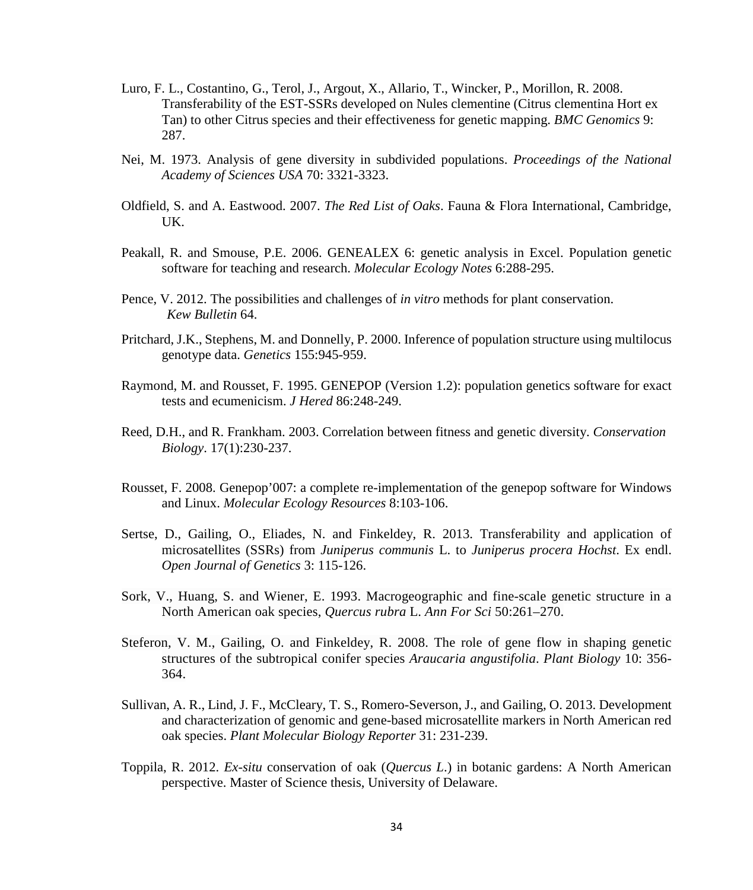Luro, F. L., Costantino, G., Terol, J., Argout, X., Allario, T., Wincker, P., Morillon, R. 2008. Transferability of the EST-SSRs developed on Nules clementine (Citrus clementina Hort ex Tan) to other Citrus species and their effectiveness for genetic mapping. *BMC Genomics* 9: 287.

Nei, M. 1973. Analysis of gene diversity in subdivided populations. *Proceedings of the National Academy of Sciences USA* 70: 3321-3323.

Oldfield, S. and A. Eastwood. 2007. *The Red List of Oaks*. Fauna & Flora International, Cambridge, UK.

Peakall, R. and Smouse, P.E. 2006. GENEALEX 6: genetic analysis in Excel. Population genetic software for teaching and research. *Molecular Ecology Notes* 6:288-295.

Pence, V. 2012. The possibilities and challenges of *in vitro* methods for plant conservation. *Kew Bulletin* 64.

Pritchard, J.K., Stephens, M. and Donnelly, P. 2000. Inference of population structure using multilocus genotype data. *Genetics* 155:945-959.

Raymond, M. and Rousset, F. 1995. GENEPOP (Version 1.2): population genetics software for exact tests and ecumenicism. *J Hered* 86:248-249.

Reed, D.H., and R. Frankham. 2003. Correlation between fitness and genetic diversity. *Conservation Biology*. 17(1):230-237.

Rousset, F. 2008. Genepop'007: a complete re-implementation of the genepop software for Windows and Linux. *Molecular Ecology Resources* 8:103-106.

Sertse, D., Gailing, O., Eliades, N. and Finkeldey, R. 2013. Transferability and application of microsatellites (SSRs) from *Juniperus communis* L. to *Juniperus procera Hochst*. Ex endl. *Open Journal of Genetics* 3: 115-126.

Sork, V., Huang, S. and Wiener, E. 1993. Macrogeographic and fine-scale genetic structure in a North American oak species, *Quercus rubra* L. *Ann For Sci* 50:261–270.

Steferon, V. M., Gailing, O. and Finkeldey, R. 2008. The role of gene flow in shaping genetic structures of the subtropical conifer species *Araucaria angustifolia*. *Plant Biology* 10: 356-364.

Sullivan, A. R., Lind, J. F., McCleary, T. S., Romero-Severson, J., and Gailing, O. 2013. Development and characterization of genomic and gene-based microsatellite markers in North American red oak species. *Plant Molecular Biology Reporter* 31: 231-239.

Toppila, R. 2012. *Ex-situ* conservation of oak (*Quercus L*.) in botanic gardens: A North American perspective. Master of Science thesis, University of Delaware.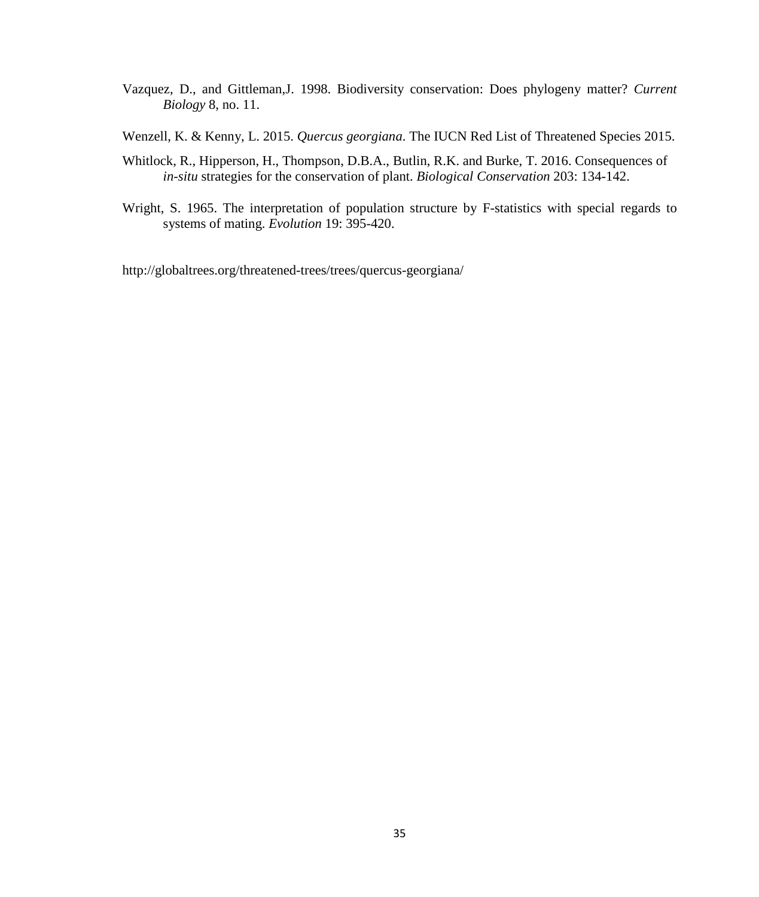Vazquez, D., and Gittleman,J. 1998. Biodiversity conservation: Does phylogeny matter? *Current Biology* 8, no. 11.

Wenzell, K. & Kenny, L. 2015. *Quercus georgiana*. The IUCN Red List of Threatened Species 2015.

Whitlock, R., Hipperson, H., Thompson, D.B.A., Butlin, R.K. and Burke, T. 2016. Consequences of *in-situ* strategies for the conservation of plant. *Biological Conservation* 203: 134-142.

Wright, S. 1965. The interpretation of population structure by F-statistics with special regards to systems of mating. *Evolution* 19: 395-420.

http://globaltrees.org/threatened-trees/trees/quercus-georgiana/